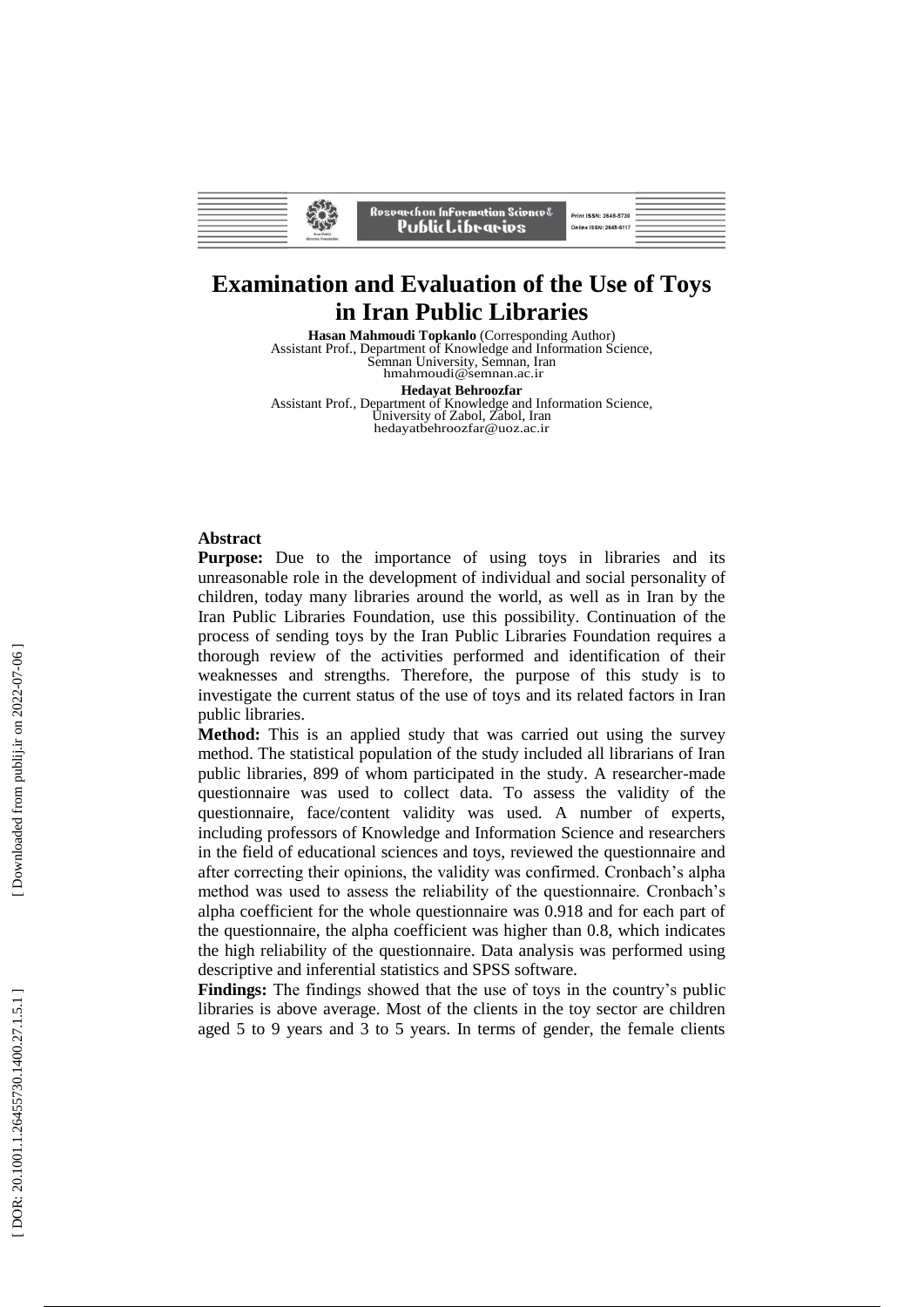# Examination and Evaluation of the Use of Toys in Iran Public Libraries

**Hasan Mahmoudi Topkanlo** (Corresponding Author)
Assistant Prof., Department of Knowledge and Information Science, Semnan University, Semnan, Iran
hmahmoudi@semnan.ac.ir

**Hedayat Behroozfar**
Assistant Prof., Department of Knowledge and Information Science, University of Zabol, Zabol, Iran
hedayatbehroozfar@uoz.ac.ir

**Abstract**

**Purpose:** Due to the importance of using toys in libraries and its unreasonable role in the development of individual and social personality of children, today many libraries around the world, as well as in Iran by the Iran Public Libraries Foundation, use this possibility. Continuation of the process of sending toys by the Iran Public Libraries Foundation requires a thorough review of the activities performed and identification of their weaknesses and strengths. Therefore, the purpose of this study is to investigate the current status of the use of toys and its related factors in Iran public libraries.

**Method:** This is an applied study that was carried out using the survey method. The statistical population of the study included all librarians of Iran public libraries, 899 of whom participated in the study. A researcher-made questionnaire was used to collect data. To assess the validity of the questionnaire, face/content validity was used. A number of experts, including professors of Knowledge and Information Science and researchers in the field of educational sciences and toys, reviewed the questionnaire and after correcting their opinions, the validity was confirmed. Cronbach's alpha method was used to assess the reliability of the questionnaire. Cronbach's alpha coefficient for the whole questionnaire was 0.918 and for each part of the questionnaire, the alpha coefficient was higher than 0.8, which indicates the high reliability of the questionnaire. Data analysis was performed using descriptive and inferential statistics and SPSS software.

**Findings:** The findings showed that the use of toys in the country's public libraries is above average. Most of the clients in the toy sector are children aged 5 to 9 years and 3 to 5 years. In terms of gender, the female clients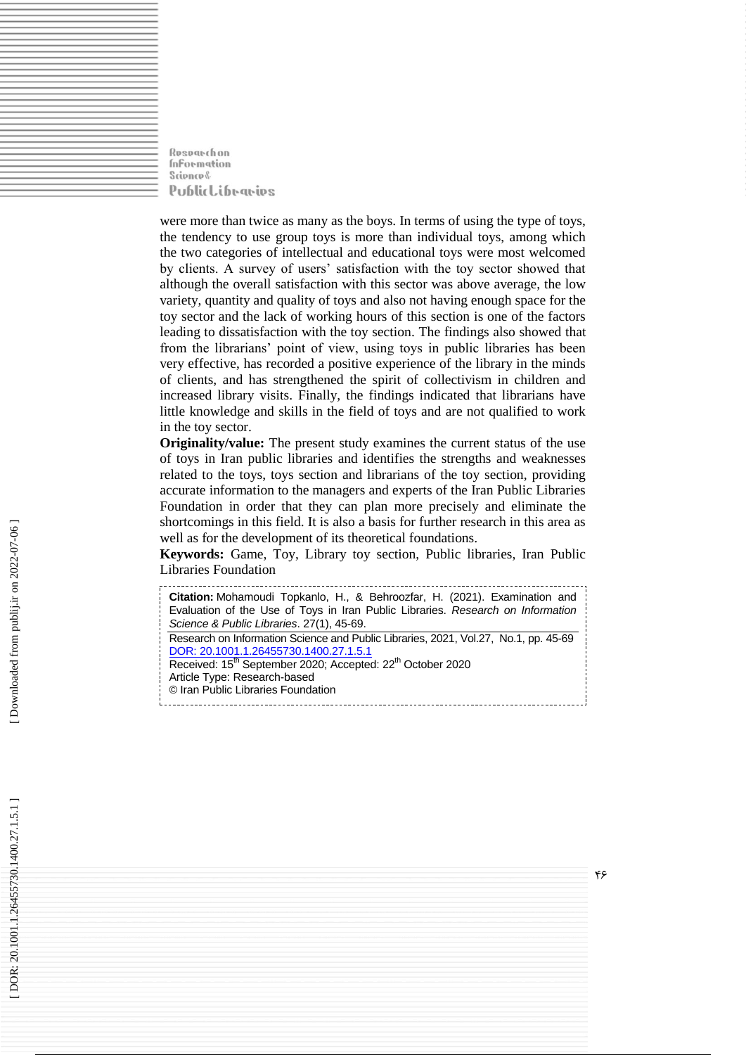were more than twice as many as the boys. In terms of using the type of toys, the tendency to use group toys is more than individual toys, among which the two categories of intellectual and educational toys were most welcomed by clients. A survey of users' satisfaction with the toy sector showed that although the overall satisfaction with this sector was above average, the low variety, quantity and quality of toys and also not having enough space for the toy sector and the lack of working hours of this section is one of the factors leading to dissatisfaction with the toy section. The findings also showed that from the librarians' point of view, using toys in public libraries has been very effective, has recorded a positive experience of the library in the minds of clients, and has strengthened the spirit of collectivism in children and increased library visits. Finally, the findings indicated that librarians have little knowledge and skills in the field of toys and are not qualified to work in the toy sector.

**Originality/value:** The present study examines the current status of the use of toys in Iran public libraries and identifies the strengths and weaknesses related to the toys, toys section and librarians of the toy section, providing accurate information to the managers and experts of the Iran Public Libraries Foundation in order that they can plan more precisely and eliminate the shortcomings in this field. It is also a basis for further research in this area as well as for the development of its theoretical foundations.

**Keywords:** Game, Toy, Library toy section, Public libraries, Iran Public Libraries Foundation

**Citation:** Mohamoudi Topkanlo, H., & Behroozfar, H. (2021). Examination and Evaluation of the Use of Toys in Iran Public Libraries. *Research on Information Science & Public Libraries*. 27(1), 45-69.

Research on Information Science and Public Libraries, 2021, Vol.27, No.1, pp. 45-69

DOR: 20.1001.1.26455730.1400.27.1.5.1

Received: 15th September 2020; Accepted: 22th October 2020

Article Type: Research-based

© Iran Public Libraries Foundation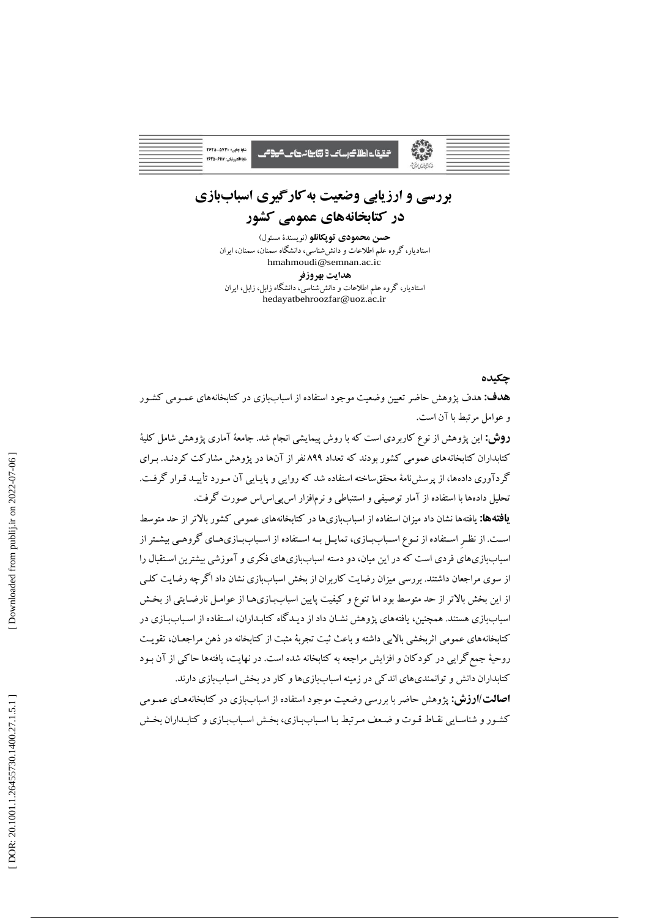# بررسی و ارزیابی وضعیت به‌کارگیری اسباب‌بازی در کتابخانه‌های عمومی کشور

**حسن محمودی توپکانلو** (نویسندهٔ مسئول)

استادیار، گروه علم اطلاعات و دانش‌شناسی، دانشگاه سمنان، سمنان، ایران

hmahmoudi@semnan.ac.ic

**هدایت بهروزفر**

استادیار، گروه علم اطلاعات و دانش‌شناسی، دانشگاه زابل، زابل، ایران

hedayatbehroozfar@uoz.ac.ir

## چکیده

**هدف:** هدف پژوهش حاضر تعیین وضعیت موجود استفاده از اسباب‌بازی در کتابخانه‌های عمومی کشور و عوامل مرتبط با آن است.

**روش:** این پژوهش از نوع کاربردی است که با روش پیمایشی انجام شد. جامعهٔ آماری پژوهش شامل کلیهٔ کتابداران کتابخانه‌های عمومی کشور بودند که تعداد ۸۹۹ نفر از آن‌ها در پژوهش مشارکت کردند. برای گردآوری داده‌ها، از پرسش‌نامهٔ محقق‌ساخته استفاده شد که روایی و پایایی آن مورد تأیید قرار گرفت. تحلیل داده‌ها با استفاده از آمار توصیفی و استنباطی و نرم‌افزار اس‌پی‌اس‌اس صورت گرفت.

**یافته‌ها:** یافته‌ها نشان داد میزان استفاده از اسباب‌بازی‌ها در کتابخانه‌های عمومی کشور بالاتر از حد متوسط است. از نظرِ استفاده از نوع اسباب‌بازی، تمایل به استفاده از اسباب‌بازی‌های گروهی بیشتر از اسباب‌بازی‌های فردی است که در این میان، دو دسته اسباب‌بازی‌های فکری و آموزشی بیشترین استقبال را از سوی مراجعان داشتند. بررسی میزان رضایت کاربران از بخش اسباب‌بازی نشان داد اگرچه رضایت کلی از این بخش بالاتر از حد متوسط بود اما تنوع و کیفیت پایین اسباب‌بازی‌ها از عوامل نارضایتی از بخش اسباب‌بازی هستند. همچنین، یافته‌های پژوهش نشان داد از دیدگاه کتابداران، استفاده از اسباب‌بازی در کتابخانه‌های عمومی اثربخشی بالایی داشته و باعث ثبت تجربهٔ مثبت از کتابخانه در ذهن مراجعان، تقویت روحیهٔ جمع‌گرایی در کودکان و افزایش مراجعه به کتابخانه شده است. در نهایت، یافته‌ها حاکی از آن بود کتابداران دانش و توانمندی‌های اندکی در زمینه اسباب‌بازی‌ها و کار در بخش اسباب‌بازی دارند.

**اصالت/ارزش:** پژوهش حاضر با بررسی وضعیت موجود استفاده از اسباب‌بازی در کتابخانه‌های عمومی کشور و شناسایی نقاط قوت و ضعف مرتبط با اسباب‌بازی، بخش اسباب‌بازی و کتابداران بخش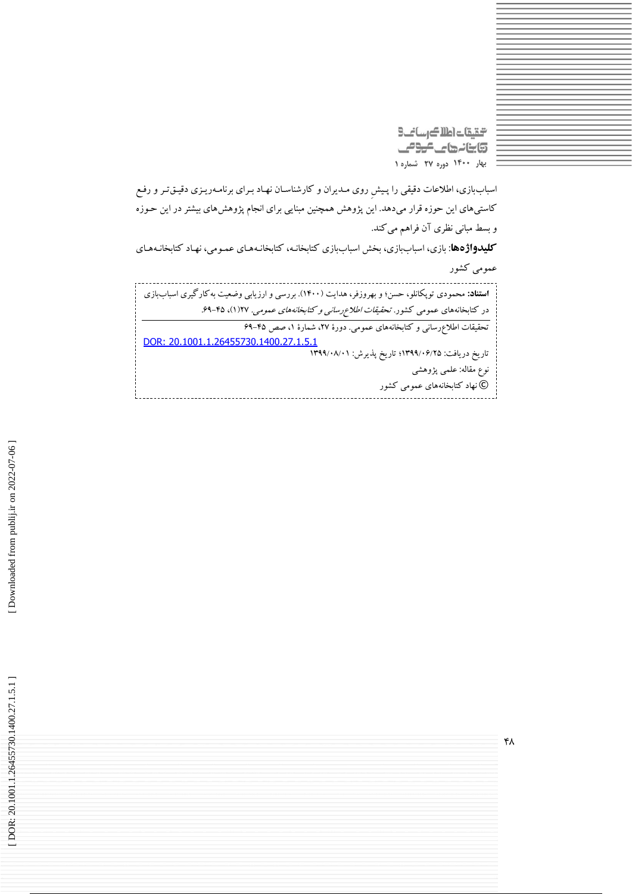اسباب‌بازی، اطلاعات دقیقی را پیشِ روی مدیران و کارشناسان نهاد برای برنامه‌ریزی دقیق‌تر و رفع کاستی‌های این حوزه قرار می‌دهد. این پژوهش همچنین مبنایی برای انجام پژوهش‌های بیشتر در این حوزه و بسط مبانی نظری آن فراهم می‌کند.

**کلیدواژه‌ها**: بازی، اسباب‌بازی، بخش اسباب‌بازی کتابخانه، کتابخانه‌های عمومی، نهاد کتابخانه‌های عمومی کشور

**استناد:** محمودی توپکانلو، حسن؛ و بهروزفر، هدایت (۱۴۰۰). بررسی و ارزیابی وضعیت به‌کارگیری اسباب‌بازی در کتابخانه‌های عمومی کشور. *تحقیقات اطلاع‌رسانی و کتابخانه‌های عمومی*. ۲۷(۱)، ۴۵-۶۹.

تحقیقات اطلاع‌رسانی و کتابخانه‌های عمومی. دورهٔ ۲۷، شمارهٔ ۱، صص ۴۵-۶۹

DOR: 20.1001.1.26455730.1400.27.1.5.1

تاریخ دریافت: ۱۳۹۹/۰۶/۲۵؛ تاریخ پذیرش: ۱۳۹۹/۰۸/۰۱

نوع مقاله: علمی پژوهشی

© نهاد کتابخانه‌های عمومی کشور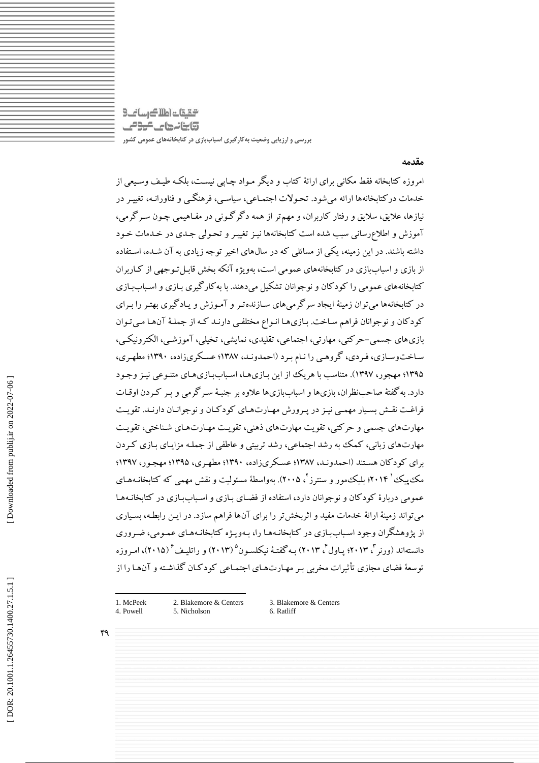## مقدمه

امروزه کتابخانه فقط مکانی برای ارائهٔ کتاب و دیگر مواد چاپی نیست، بلکه طیف وسیعی از خدمات درکتابخانه‌ها ارائه می‌شود. تحولات اجتماعی، سیاسی، فرهنگی و فناورانه، تغییر در نیازها، علایق، سلایق و رفتار کاربران، و مهم‌تر از همه دگرگونی در مفاهیمی چون سرگرمی، آموزش و اطلاع‌رسانی سبب شده است کتابخانه‌ها نیز تغییر و تحولی جدی در خدمات خود داشته باشند. در این زمینه، یکی از مسائلی که در سال‌های اخیر توجه زیادی به آن شده، استفاده از بازی و اسباب‌بازی در کتابخانه‌های عمومی است، به‌ویژه آنکه بخش قابل‌توجهی از کاربران کتابخانه‌های عمومی را کودکان و نوجوانان تشکیل می‌دهند. با به‌کارگیری بازی و اسباب‌بازی در کتابخانه‌ها می‌توان زمینهٔ ایجاد سرگرمی‌های سازنده‌تر و آموزش و یادگیری بهتر را برای کودکان و نوجوانان فراهم ساخت. بازی‌ها انواع مختلفی دارند که از جملهٔ آن‌ها می‌توان بازی‌های جسمی–حرکتی، مهارتی، اجتماعی، تقلیدی، نمایشی، تخیلی، آموزشی، الکترونیکی، ساخت‌وسازی، فردی، گروهی را نام برد (احمدوند، ۱۳۸۷؛ عسکری‌زاده، ۱۳۹۰؛ مطهری، ۱۳۹۵؛ مهجور، ۱۳۹۷). متناسب با هریک از این بازی‌ها، اسباب‌بازی‌های متنوعی نیز وجود دارد. به‌گفتهٔ صاحب‌نظران، بازی‌ها و اسباب‌بازی‌ها علاوه بر جنبهٔ سرگرمی و پر کردن اوقات فراغت نقش بسیار مهمی نیز در پرورش مهارت‌های کودکان و نوجوانان دارند. تقویت مهارت‌های جسمی و حرکتی، تقویت مهارت‌های ذهنی، تقویت مهارت‌های شناختی، تقویت مهارت‌های زبانی، کمک به رشد اجتماعی، رشد تربیتی و عاطفی از جمله مزایای بازی کردن برای کودکان هستند (احمدوند، ۱۳۸۷؛ عسکری‌زاده، ۱۳۹۰؛ مطهری، ۱۳۹۵؛ مهجور، ۱۳۹۷؛ مک‌پیک[1] ۲۰۱۴؛ بلیک‌مور و سنترز[2]، ۲۰۰۵). به‌واسطهٔ مسئولیت و نقش مهمی که کتابخانه‌های عمومی دربارهٔ کودکان و نوجوانان دارد، استفاده از فضای بازی و اسباب‌بازی در کتابخانه‌ها می‌تواند زمینهٔ ارائهٔ خدمات مفید و اثربخش‌تر را برای آن‌ها فراهم سازد. در این رابطه، بسیاری از پژوهشگران وجود اسباب‌بازی در کتابخانه‌ها را، به‌ویژه کتابخانه‌های عمومی، ضروری دانسته‌اند (ورنر[3]، ۲۰۱۳؛ پاول[4]، ۲۰۱۳) به‌گفتهٔ نیکلسون[5] (۲۰۱۳) و راتلیف[6] (۲۰۱۵)، امروزه توسعهٔ فضای مجازی تأثیرات مخربی بر مهارت‌های اجتماعی کودکان گذاشته و آن‌ها را از

---

1. McPeek
2. Blakemore & Centers
3. Blakemore & Centers
4. Powell
5. Nicholson
6. Ratliff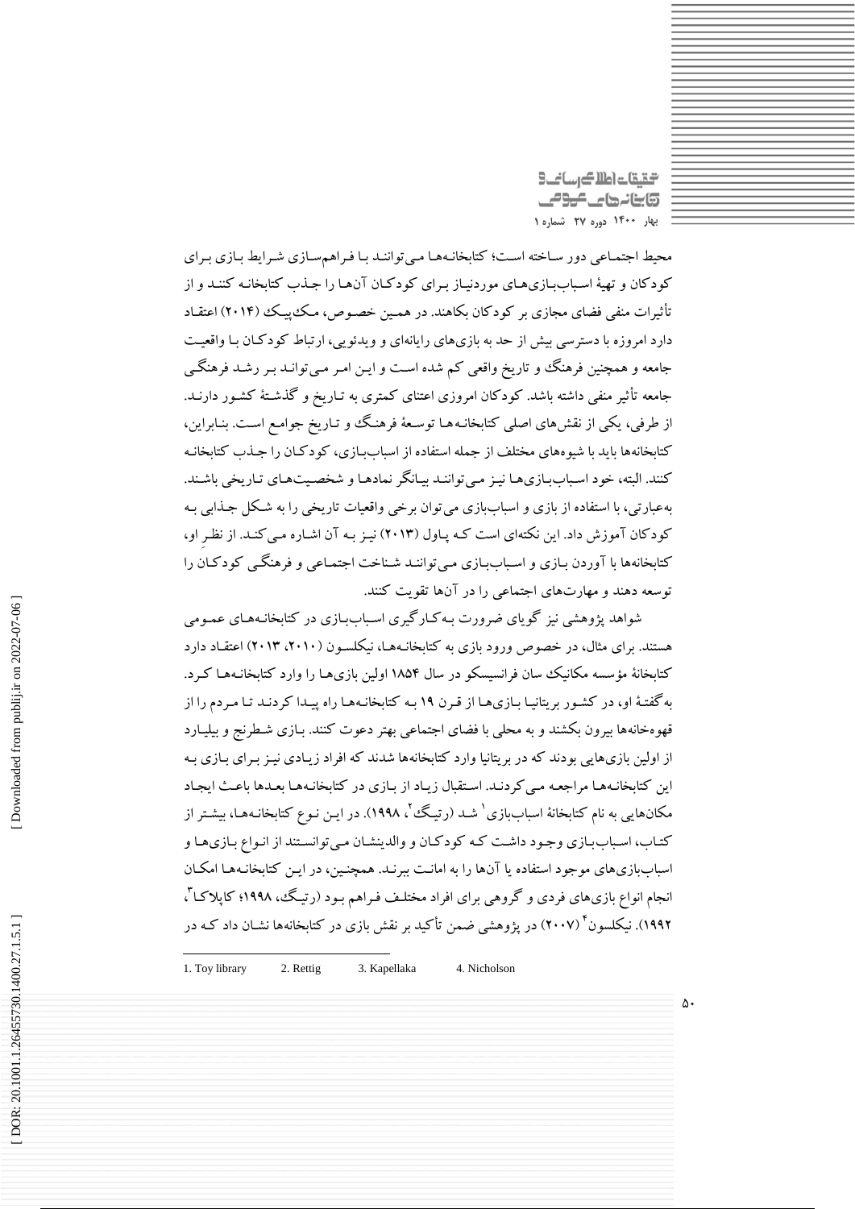محیط اجتماعی دور ساخته است؛ کتابخانه‌ها می‌توانند با فراهم‌سازی شرایط بازی برای کودکان و تهیهٔ اسباب‌بازی‌های موردنیاز برای کودکان آن‌ها را جذب کتابخانه کنند و از تأثیرات منفی فضای مجازی بر کودکان بکاهند. در همین خصوص، مک‌پیک (۲۰۱۴) اعتقاد دارد امروزه با دسترسی بیش از حد به بازی‌های رایانه‌ای و ویدئویی، ارتباط کودکان با واقعیت جامعه و همچنین فرهنگ و تاریخ واقعی کم شده است و این امر می‌تواند بر رشد فرهنگی جامعه تأثیر منفی داشته باشد. کودکان امروزی اعتنای کمتری به تاریخ و گذشتهٔ کشور دارند. از طرفی، یکی از نقش‌های اصلی کتابخانه‌ها توسعهٔ فرهنگ و تاریخ جوامع است. بنابراین، کتابخانه‌ها باید با شیوه‌های مختلف از جمله استفاده از اسباب‌بازی، کودکان را جذب کتابخانه کنند. البته، خود اسباب‌بازی‌ها نیز می‌توانند بیانگر نمادها و شخصیت‌های تاریخی باشند. به‌عبارتی، با استفاده از بازی و اسباب‌بازی می‌توان برخی واقعیات تاریخی را به شکل جذابی به کودکان آموزش داد. این نکته‌ای است که پاول (۲۰۱۳) نیز به آن اشاره می‌کند. از نظرِ او، کتابخانه‌ها با آوردن بازی و اسباب‌بازی می‌توانند شناخت اجتماعی و فرهنگی کودکان را توسعه دهند و مهارت‌های اجتماعی را در آن‌ها تقویت کنند.

شواهد پژوهشی نیز گویای ضرورت به‌کارگیری اسباب‌بازی در کتابخانه‌های عمومی هستند. برای مثال، در خصوص ورود بازی به کتابخانه‌ها، نیکلسون (۲۰۱۰، ۲۰۱۳) اعتقاد دارد کتابخانهٔ مؤسسه مکانیک سان فرانسیسکو در سال ۱۸۵۴ اولین بازی‌ها را وارد کتابخانه‌ها کرد. به‌گفتهٔ او، در کشور بریتانیا بازی‌ها از قرن ۱۹ به کتابخانه‌ها راه پیدا کردند تا مردم را از قهوه‌خانه‌ها بیرون بکشند و به محلی با فضای اجتماعی بهتر دعوت کنند. بازی شطرنج و بیلیارد از اولین بازی‌هایی بودند که در بریتانیا وارد کتابخانه‌ها شدند که افراد زیادی برای بازی به این کتابخانه‌ها مراجعه می‌کردند. استقبال زیاد از بازی در کتابخانه‌ها بعدها باعث ایجاد مکان‌هایی به نام کتابخانهٔ اسباب‌بازی[1] شد (رتیگ[2]، ۱۹۹۸). در این نوع کتابخانه‌ها، بیشتر از کتاب، اسباب‌بازی وجود داشت که کودکان و والدینشان می‌توانستند از انواع بازی‌ها و اسباب‌بازی‌های موجود استفاده یا آن‌ها را به امانت ببرند. همچنین، در این کتابخانه‌ها امکان انجام انواع بازی‌های فردی و گروهی برای افراد مختلف فراهم بود (رتیگ، ۱۹۹۸؛ کاپلاکا[3]، ۱۹۹۲). نیکلسون[4] (۲۰۰۷) در پژوهشی ضمن تأکید بر نقش بازی در کتابخانه‌ها نشان داد که در

---

1. Toy library  2. Rettig  3. Kapellaka  4. Nicholson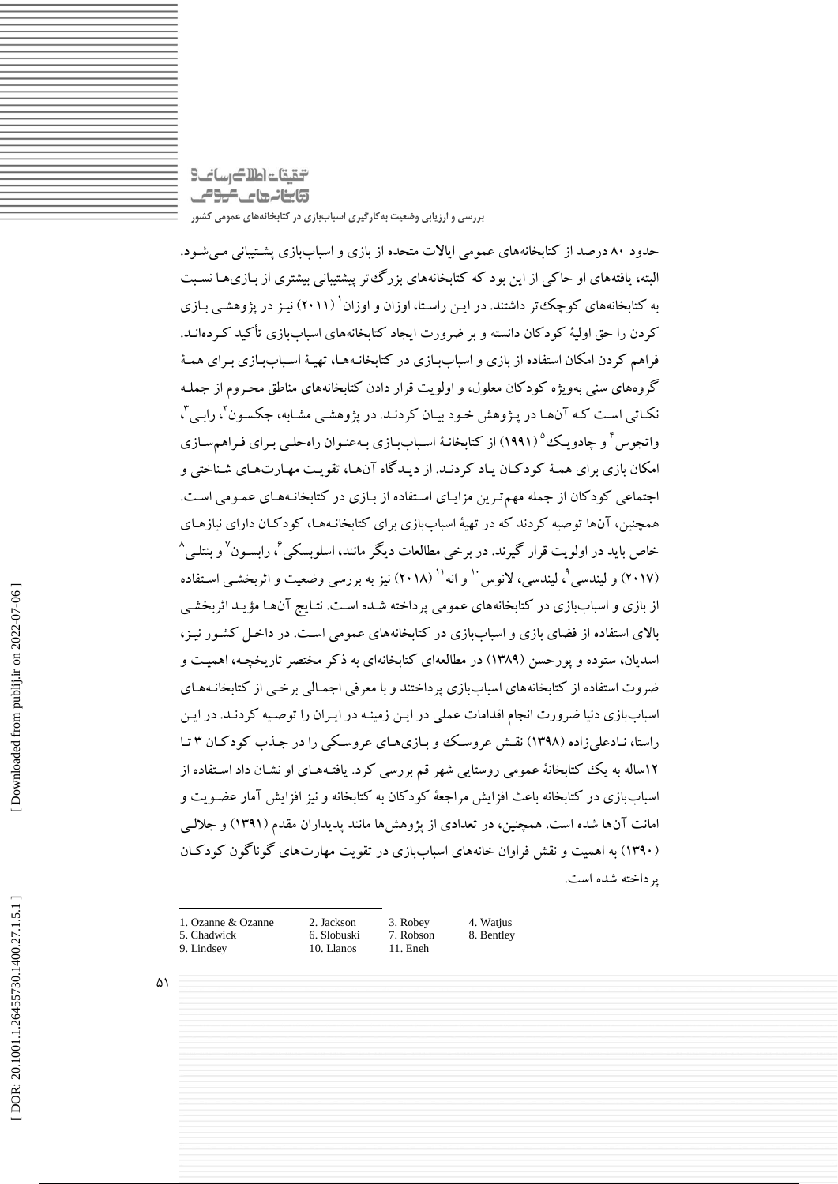حدود ۸۰ درصد از کتابخانه‌های عمومی ایالات متحده از بازی و اسباب‌بازی پشتیبانی می‌شود. البته، یافته‌های او حاکی از این بود که کتابخانه‌های بزرگ‌تر پیشتیبانی بیشتری از بازی‌ها نسبت به کتابخانه‌های کوچک‌تر داشتند. در این راستا، اوزان و اوزان[1] (۲۰۱۱) نیز در پژوهشی بازی کردن را حق اولیهٔ کودکان دانسته و بر ضرورت ایجاد کتابخانه‌های اسباب‌بازی تأکید کرده‌اند. فراهم کردن امکان استفاده از بازی و اسباب‌بازی در کتابخانه‌ها، تهیهٔ اسباب‌بازی برای همهٔ گروه‌های سنی به‌ویژه کودکان معلول، و اولویت قرار دادن کتابخانه‌های مناطق محروم از جمله نکاتی است که آن‌ها در پژوهش خود بیان کردند. در پژوهشی مشابه، جکسون[2]، رابی[3]، واتجوس[4] و چادویک[5] (۱۹۹۱) از کتابخانهٔ اسباب‌بازی به‌عنوان راه‌حلی برای فراهم‌سازی امکان بازی برای همهٔ کودکان یاد کردند. از دیدگاه آن‌ها، تقویت مهارت‌های شناختی و اجتماعی کودکان از جمله مهم‌ترین مزایای استفاده از بازی در کتابخانه‌های عمومی است. همچنین، آن‌ها توصیه کردند که در تهیهٔ اسباب‌بازی برای کتابخانه‌ها، کودکان دارای نیازهای خاص باید در اولویت قرار گیرند. در برخی مطالعات دیگر مانند، اسلوبسکی[6]، رابسون[7] و بنتلی[8] (۲۰۱۷) و لیندسی[9]، لیندسی، لانوس[10] و انه[11] (۲۰۱۸) نیز به بررسی وضعیت و اثربخشی استفاده از بازی و اسباب‌بازی در کتابخانه‌های عمومی پرداخته شده است. نتایج آن‌ها مؤید اثربخشی بالای استفاده از فضای بازی و اسباب‌بازی در کتابخانه‌های عمومی است. در داخل کشور نیز، اسدیان، ستوده و پورحسن (۱۳۸۹) در مطالعه‌ای کتابخانه‌ای به ذکر مختصر تاریخچه، اهمیت و ضروت استفاده از کتابخانه‌های اسباب‌بازی پرداختند و با معرفی اجمالی برخی از کتابخانه‌های اسباب‌بازی دنیا ضرورت انجام اقدامات عملی در این زمینه در ایران را توصیه کردند. در این راستا، نادعلی‌زاده (۱۳۹۸) نقش عروسک و بازی‌های عروسکی را در جذب کودکان ۳ تا ۱۲ساله به یک کتابخانهٔ عمومی روستایی شهر قم بررسی کرد. یافته‌های او نشان داد استفاده از اسباب‌بازی در کتابخانه باعث افزایش مراجعهٔ کودکان به کتابخانه و نیز افزایش آمار عضویت و امانت آن‌ها شده است. همچنین، در تعدادی از پژوهش‌ها مانند پدیداران مقدم (۱۳۹۱) و جلالی (۱۳۹۰) به اهمیت و نقش فراوان خانه‌های اسباب‌بازی در تقویت مهارت‌های گوناگون کودکان پرداخته شده است.

---

1. Ozanne & Ozanne
2. Jackson
3. Robey
4. Watjus
5. Chadwick
6. Slobuski
7. Robson
8. Bentley
9. Lindsey
10. Llanos
11. Eneh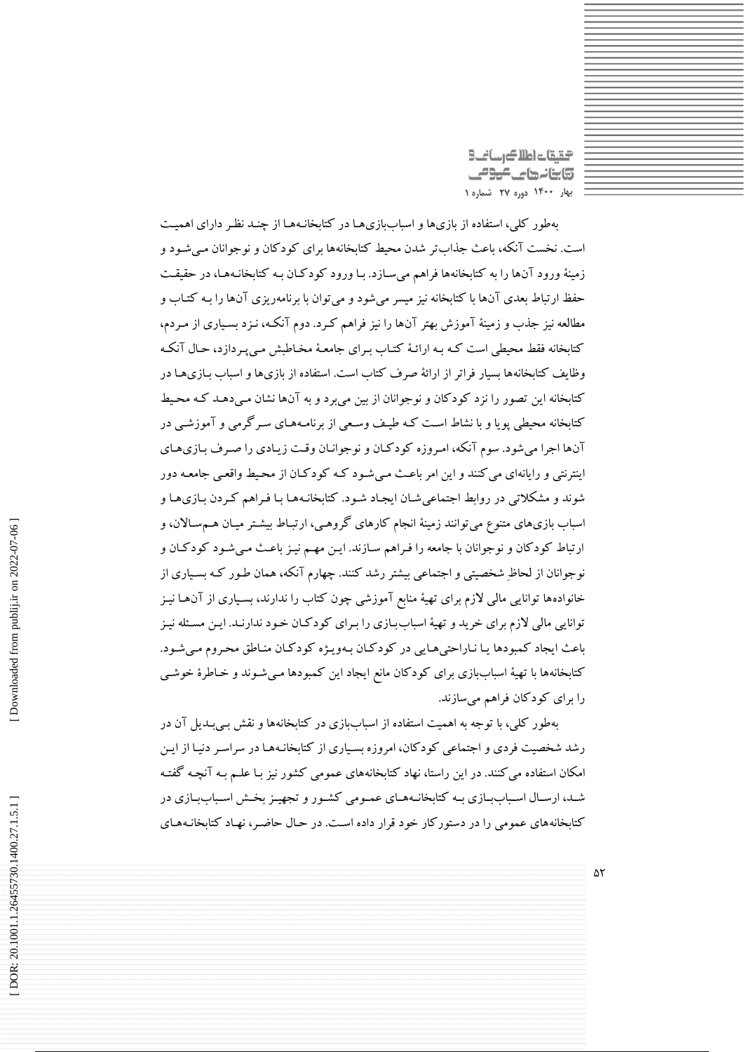به‌طور کلی، استفاده از بازی‌ها و اسباب‌بازی‌ها در کتابخانه‌ها از چند نظر دارای اهمیت است. نخست آنکه، باعث جذاب‌تر شدن محیط کتابخانه‌ها برای کودکان و نوجوانان می‌شود و زمینهٔ ورود آن‌ها را به کتابخانه‌ها فراهم می‌سازد. با ورود کودکان به کتابخانه‌ها، در حقیقت حفظ ارتباط بعدی آن‌ها با کتابخانه نیز میسر می‌شود و می‌توان با برنامه‌ریزی آن‌ها را به کتاب و مطالعه نیز جذب و زمینهٔ آموزش بهتر آن‌ها را نیز فراهم کرد. دوم آنکه، نزد بسیاری از مردم، کتابخانه فقط محیطی است که به ارائهٔ کتاب برای جامعهٔ مخاطبش می‌پردازد، حال آنکه وظایف کتابخانه‌ها بسیار فراتر از ارائهٔ صرف کتاب است. استفاده از بازی‌ها و اسباب بازی‌ها در کتابخانه این تصور را نزد کودکان و نوجوانان از بین می‌برد و به آن‌ها نشان می‌دهد که محیط کتابخانه محیطی پویا و با نشاط است که طیف وسیعی از برنامه‌های سرگرمی و آموزشی در آن‌ها اجرا می‌شود. سوم آنکه، امروزه کودکان و نوجوانان وقت زیادی را صرف بازی‌های اینترنتی و رایانه‌ای می‌کنند و این امر باعث می‌شود که کودکان از محیط واقعی جامعه دور شوند و مشکلاتی در روابط اجتماعی‌شان ایجاد شود. کتابخانه‌ها با فراهم کردن بازی‌ها و اسباب بازی‌های متنوع می‌توانند زمینهٔ انجام کارهای گروهی، ارتباط بیشتر میان هم‌سالان، و ارتباط کودکان و نوجوانان با جامعه را فراهم سازند. این مهم نیز باعث می‌شود کودکان و نوجوانان از لحاظِ شخصیتی و اجتماعی بیشتر رشد کنند. چهارم آنکه، همان طور که بسیاری از خانواده‌ها توانایی مالی لازم برای تهیهٔ منابع آموزشی چون کتاب را ندارند، بسیاری از آن‌ها نیز توانایی مالی لازم برای خرید و تهیهٔ اسباب‌بازی را برای کودکان خود ندارند. این مسئله نیز باعث ایجاد کمبودها یا ناراحتی‌هایی در کودکان به‌ویژه کودکان مناطق محروم می‌شود. کتابخانه‌ها با تهیهٔ اسباب‌بازی برای کودکان مانع ایجاد این کمبودها می‌شوند و خاطرهٔ خوشی را برای کودکان فراهم می‌سازند.

به‌طور کلی، با توجه به اهمیت استفاده از اسباب‌بازی در کتابخانه‌ها و نقش بی‌بدیل آن در رشد شخصیت فردی و اجتماعی کودکان، امروزه بسیاری از کتابخانه‌ها در سراسر دنیا از این امکان استفاده می‌کنند. در این راستا، نهاد کتابخانه‌های عمومی کشور نیز با علم به آنچه گفته شد، ارسال اسباب‌بازی به کتابخانه‌های عمومی کشور و تجهیز بخش اسباب‌بازی در کتابخانه‌های عمومی را در دستورکار خود قرار داده است. در حال حاضر، نهاد کتابخانه‌های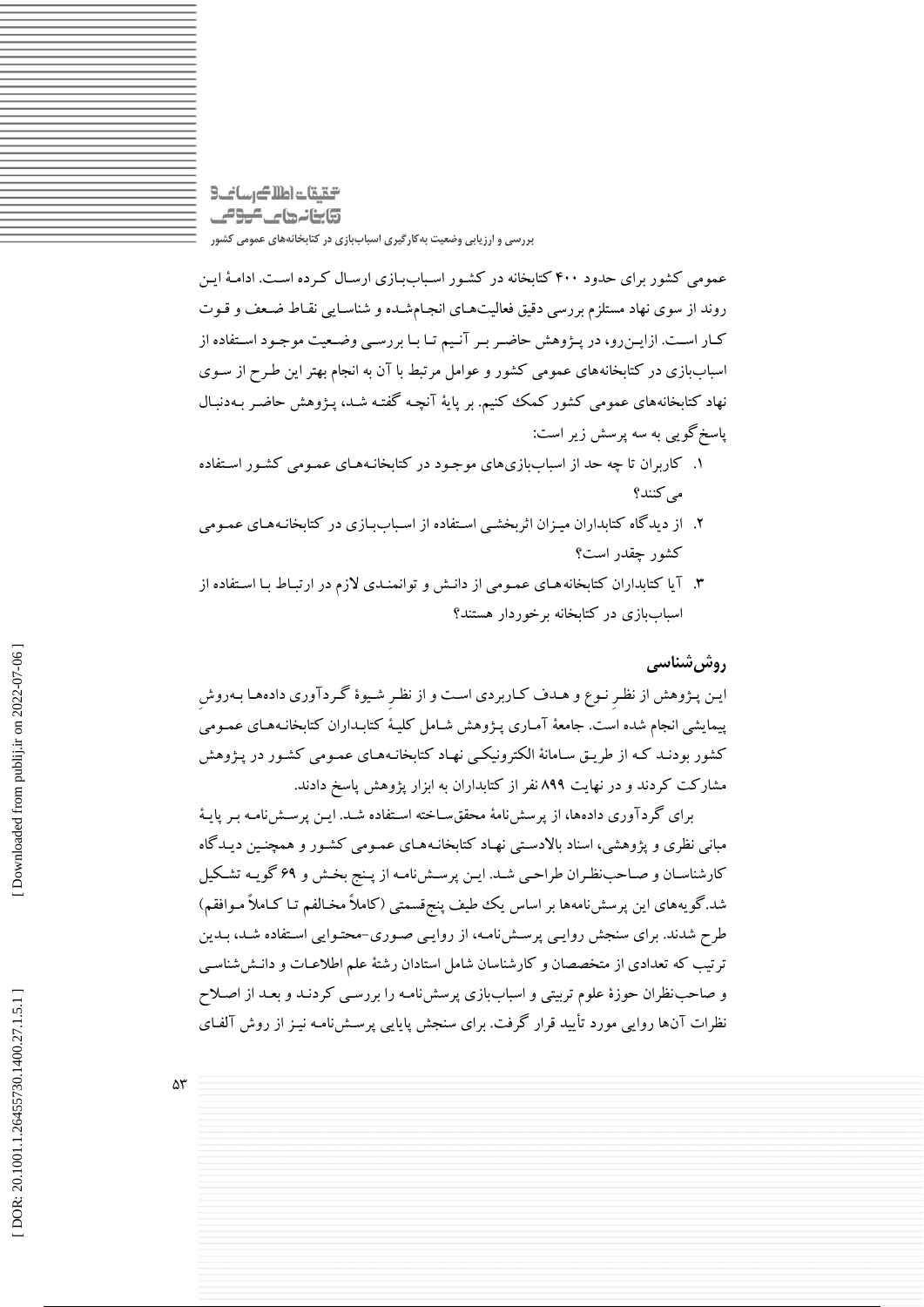عمومی کشور برای حدود ۴۰۰ کتابخانه در کشور اسباب‌بازی ارسال کرده است. ادامهٔ این روند از سوی نهاد مستلزم بررسی دقیق فعالیت‌های انجام‌شده و شناسایی نقاط ضعف و قوت کار است. ازاین‌رو، در پژوهش حاضر بر آنیم تا با بررسی وضعیت موجود استفاده از اسباب‌بازی در کتابخانه‌های عمومی کشور و عوامل مرتبط با آن به انجام بهتر این طرح از سوی نهاد کتابخانه‌های عمومی کشور کمک کنیم. بر پایهٔ آنچه گفته شد، پژوهش حاضر به‌دنبال پاسخ‌گویی به سه پرسش زیر است:

۱. کاربران تا چه حد از اسباب‌بازی‌های موجود در کتابخانه‌های عمومی کشور استفاده می‌کنند؟

۲. از دیدگاه کتابداران میزان اثربخشی استفاده از اسباب‌بازی در کتابخانه‌های عمومی کشور چقدر است؟

۳. آیا کتابداران کتابخانه‌های عمومی از دانش و توانمندی لازم در ارتباط با استفاده از اسباب‌بازی در کتابخانه برخوردار هستند؟

## روش‌شناسی

این پژوهش از نظر نوع و هدف کاربردی است و از نظر شیوهٔ گردآوری داده‌ها به‌روش پیمایشی انجام شده است. جامعهٔ آماری پژوهش شامل کلیهٔ کتابداران کتابخانه‌های عمومی کشور بودند که از طریق سامانهٔ الکترونیکی نهاد کتابخانه‌های عمومی کشور در پژوهش مشارکت کردند و در نهایت ۸۹۹ نفر از کتابداران به ابزار پژوهش پاسخ دادند.

برای گردآوری داده‌ها، از پرسش‌نامهٔ محقق‌ساخته استفاده شد. این پرسش‌نامه بر پایهٔ مبانی نظری و پژوهشی، اسناد بالادستی نهاد کتابخانه‌های عمومی کشور و همچنین دیدگاه کارشناسان و صاحب‌نظران طراحی شد. این پرسش‌نامه از پنج بخش و ۶۹ گویه تشکیل شد. گویه‌های این پرسش‌نامه‌ها بر اساس یک طیف پنج‌قسمتی (کاملاً مخالفم تا کاملاً موافقم) طرح شدند. برای سنجش روایی پرسش‌نامه، از روایی صوری-محتوایی استفاده شد، بدین ترتیب که تعدادی از متخصصان و کارشناسان شامل استادان رشتهٔ علم اطلاعات و دانش‌شناسی و صاحب‌نظران حوزهٔ علوم تربیتی و اسباب‌بازی پرسش‌نامه را بررسی کردند و بعد از اصلاح نظرات آن‌ها روایی مورد تأیید قرار گرفت. برای سنجش پایایی پرسش‌نامه نیز از روش آلفای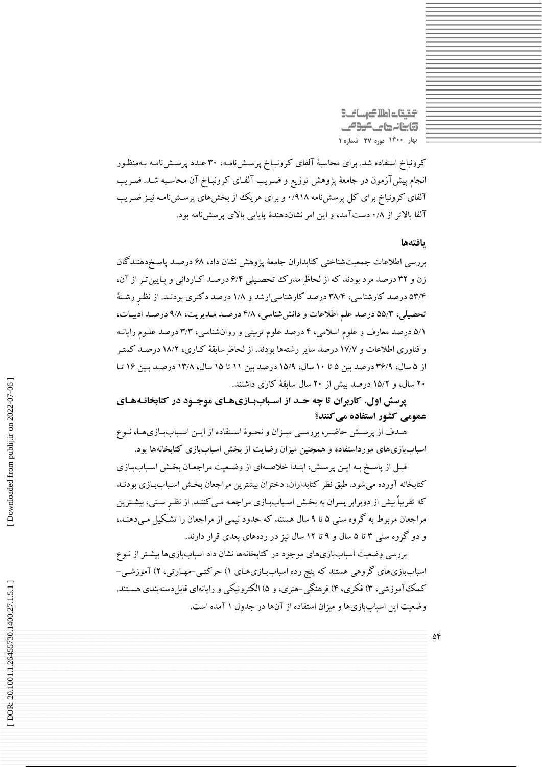کرونباخ استفاده شد. برای محاسبهٔ آلفای کرونباخ پرسش‌نامه، ۳۰ عدد پرسش‌نامه به‌منظور انجام پیش‌آزمون در جامعهٔ پژوهش توزیع و ضریب آلفای کرونباخ آن محاسبه شد. ضریب آلفای کرونباخ برای کل پرسش‌نامه ۰/۹۱۸ و برای هریک از بخش‌های پرسش‌نامه نیز ضریب آلفا بالاتر از ۰/۸ دست‌آمد، و این امر نشان‌دهندهٔ پایایی بالای پرسش‌نامه بود.

## یافته‌ها

بررسی اطلاعات جمعیت‌شناختی کتابداران جامعهٔ پژوهش نشان داد، ۶۸ درصد پاسخ‌دهندگان زن و ۳۲ درصد مرد بودند که از لحاظِ مدرک تحصیلی ۶/۴ درصد کاردانی و پایین‌تر از آن، ۵۳/۴ درصد کارشناسی، ۳۸/۴ درصد کارشناسی‌ارشد و ۱/۸ درصد دکتری بودند. از نظرِ رشتهٔ تحصیلی، ۵۵/۳ درصد علم اطلاعات و دانش‌شناسی، ۴/۸ درصد مدیریت، ۹/۸ درصد ادبیات، ۵/۱ درصد معارف و علوم اسلامی، ۴ درصد علوم تربیتی و روان‌شناسی، ۳/۳ درصد علوم رایانه و فناوری اطلاعات و ۱۷/۷ درصد سایر رشته‌ها بودند. از لحاظِ سابقهٔ کاری، ۱۸/۲ درصد کمتر از ۵ سال، ۳۶/۹ درصد بین ۵ تا ۱۰ سال، ۱۵/۹ درصد بین ۱۱ تا ۱۵ سال، ۱۳/۸ درصد بین ۱۶ تا ۲۰ سال، و ۱۵/۲ درصد بیش از ۲۰ سال سابقهٔ کاری داشتند.

### پرسش اول. کاربران تا چه حد از اسباب‌بازی‌های موجود در کتابخانه‌های عمومی کشور استفاده می‌کنند؟

هدف از پرسش حاضر، بررسی میزان و نحوهٔ استفاده از این اسباب‌بازی‌ها، نوع اسباب‌بازی‌های مورداستفاده و همچنین میزان رضایت از بخش اسباب‌بازی کتابخانه‌ها بود.

قبل از پاسخ به این پرسش، ابتدا خلاصه‌ای از وضعیت مراجعان بخش اسباب‌بازی کتابخانه آورده می‌شود. طبق نظر کتابداران، دختران بیشترین مراجعان بخش اسباب‌بازی بودند که تقریباً بیش از دوبرابر پسران به بخش اسباب‌بازی مراجعه می‌کنند. از نظرِ سنی، بیشترین مراجعان مربوط به گروه سنی ۵ تا ۹ سال هستند که حدود نیمی از مراجعان را تشکیل می‌دهند، و دو گروه سنی ۳ تا ۵ سال و ۹ تا ۱۲ سال نیز در رده‌های بعدی قرار دارند.

بررسی وضعیت اسباب‌بازی‌های موجود در کتابخانه‌ها نشان داد اسباب‌بازی‌ها بیشتر از نوع اسباب‌بازی‌های گروهی هستند که پنج رده اسباب‌بازی‌های ۱) حرکتی-مهارتی، ۲) آموزشی-کمک‌آموزشی، ۳) فکری، ۴) فرهنگی-هنری، و ۵) الکترونیکی و رایانه‌ای قابل‌دسته‌بندی هستند. وضعیت این اسباب‌بازی‌ها و میزان استفاده از آن‌ها در جدول ۱ آمده است.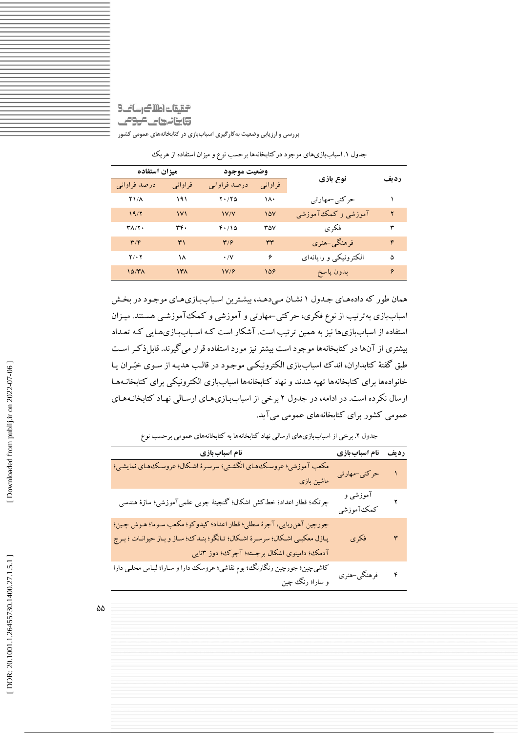جدول ۱. اسباب‌بازی‌های موجود در کتابخانه‌ها برحسب نوع و میزان استفاده از هریک

| ردیف | نوع بازی | وضعیت موجود | | میزان استفاده | |
|---|---|---|---|---|---|
| | | فراوانی | درصد فراوانی | فراوانی | درصد فراوانی |
| ۱ | حرکتی-مهارتی | ۱۸۰ | ۲۰/۲۵ | ۱۹۱ | ۲۱/۸ |
| ۲ | آموزشی و کمک‌آموزشی | ۱۵۷ | ۱۷/۷ | ۱۷۱ | ۱۹/۲ |
| ۳ | فکری | ۳۵۷ | ۴۰/۱۵ | ۳۴۰ | ۳۸/۲۰ |
| ۴ | فرهنگی-هنری | ۳۳ | ۳/۶ | ۳۱ | ۳/۴ |
| ۵ | الکترونیکی و رایانه‌ای | ۶ | ۰/۷ | ۱۸ | ۲/۰۲ |
| ۶ | بدون پاسخ | ۱۵۶ | ۱۷/۶ | ۱۳۸ | ۱۵/۳۸ |

همان طور که داده‌های جدول ۱ نشان می‌دهد، بیشترین اسباب‌بازی‌های موجود در بخش اسباب‌بازی به‌ترتیب از نوع فکری، حرکتی-مهارتی و آموزشی و کمک‌آموزشی هستند. میزان استفاده از اسباب‌بازی‌ها نیز به همین ترتیب است. آشکار است که اسباب‌بازی‌هایی که تعداد بیشتری از آن‌ها در کتابخانه‌ها موجود است بیشتر نیز مورد استفاده قرار می‌گیرند. قابل‌ذکر است طبق گفتهٔ کتابداران، اندک اسباب‌بازی الکترونیکی موجود در قالب هدیه از سوی خیّران یا خانواده‌ها برای کتابخانه‌ها تهیه شدند و نهاد کتابخانه‌ها اسباب‌بازی الکترونیکی برای کتابخانه‌ها ارسال نکرده است. در ادامه، در جدول ۲ برخی از اسباب‌بازی‌های ارسالی نهاد کتابخانه‌های عمومی کشور برای کتابخانه‌های عمومی می‌آید.

جدول ۲. برخی از اسباب‌بازی‌های ارسالی نهاد کتابخانه‌ها به کتابخانه‌های عمومی برحسب نوع

| ردیف | نام اسباب‌بازی | نام اسباب‌بازی |
|---|---|---|
| ۱ | حرکتی-مهارتی | مکعب آموزشی؛ عروسک‌های انگشتی؛ سرسرهٔ اشکال؛ عروسک‌های نمایشی؛ ماشین بازی |
| ۲ | آموزشی و کمک‌آموزشی | چرتکه؛ قطار اعداد؛ خط‌کش اشکال؛ گنجینهٔ چوبی علمی‌آموزشی؛ سازهٔ هندسی |
| ۳ | فکری | جورچین آهن‌ربایی، آجرهٔ سطلی؛ قطار اعداد؛ کیدوکو؛ مکعب سوما؛ هوش چین؛ پازل معکبی اشکال؛ سرسرهٔ اشکال؛ تانگو؛ بندک؛ ساز و باز حیوانات ؛ برج آدمک؛ دامینوی اشکال برجسته؛ آجرک؛ دوز ۳تایی |
| ۴ | فرهنگی-هنری | کاشی‌چین؛ جورچین رنگارنگ؛ بوم نقاشی؛ عروسک دارا و سارا؛ لباس محلی دارا و سارا؛ رنگ چین |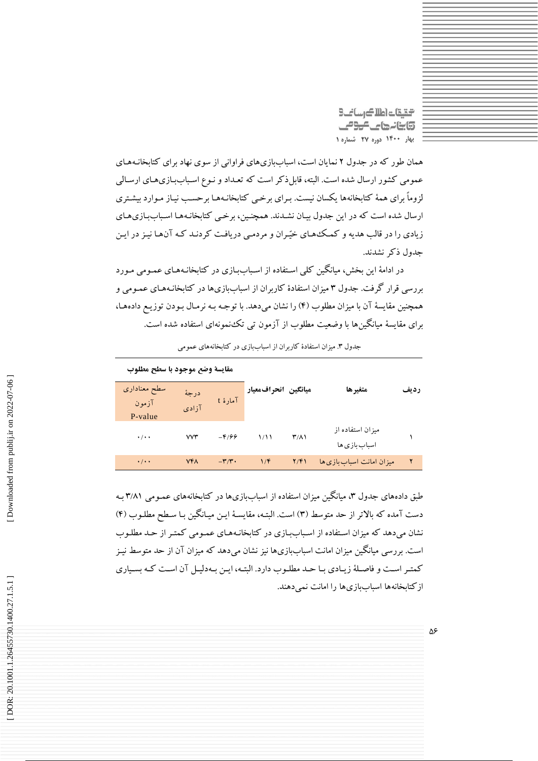همان طور که در جدول ۲ نمایان است، اسباب‌بازی‌های فراوانی از سوی نهاد برای کتابخانه‌های عمومی کشور ارسال شده است. البته، قابل‌ذکر است که تعداد و نوع اسباب‌بازی‌های ارسالی لزوماً برای همهٔ کتابخانه‌ها یکسان نیست. برای برخی کتابخانه‌ها برحسب نیاز موارد بیشتری ارسال شده است که در این جدول بیان نشدند. همچنین، برخی کتابخانه‌ها اسباب‌بازی‌های زیادی را در قالب هدیه و کمک‌های خیّران و مردمی دریافت کردند که آن‌ها نیز در این جدول ذکر نشدند.

در ادامهٔ این بخش، میانگین کلی استفاده از اسباب‌بازی در کتابخانه‌های عمومی مورد بررسی قرار گرفت. جدول ۳ میزان استفادهٔ کاربران از اسباب‌بازی‌ها در کتابخانه‌های عمومی و همچنین مقایسهٔ آن با میزان مطلوب (۴) را نشان می‌دهد. با توجه به نرمال بودن توزیع داده‌ها، برای مقایسهٔ میانگین‌ها با وضعیت مطلوب از آزمون تی تک‌نمونه‌ای استفاده شده است.

جدول ۳. میزان استفادهٔ کاربران از اسباب‌بازی در کتابخانه‌های عمومی

| ردیف | متغیرها | میانگین | انحراف‌معیار | مقایسهٔ وضع موجود با سطح مطلوب | | |
|---|---|---|---|---|---|---|
| | | | | آمارهٔ t | درجهٔ آزادی | سطح معناداری آزمون P-value |
| ۱ | میزان استفاده از اسباب‌بازی‌ها | ۳/۸۱ | ۱/۱۱ | ۴/۶۶- | ۷۷۳ | ۰/۰۰ |
| ۲ | میزان امانت اسباب‌بازی‌ها | ۲/۴۱ | ۱/۴ | ۳/۳۰- | ۷۴۸ | ۰/۰۰ |

طبق داده‌های جدول ۳، میانگین میزان استفاده از اسباب‌بازی‌ها در کتابخانه‌های عمومی ۳/۸۱ به دست آمده که بالاتر از حد متوسط (۳) است. البته، مقایسهٔ این میانگین با سطح مطلوب (۴) نشان می‌دهد که میزان استفاده از اسباب‌بازی در کتابخانه‌های عمومی کمتر از حد مطلوب است. بررسی میانگین میزان امانت اسباب‌بازی‌ها نیز نشان می‌دهد که میزان آن از حد متوسط نیز کمتر است و فاصلهٔ زیادی با حد مطلوب دارد. البته، این به‌دلیل آن است که بسیاری از کتابخانه‌ها اسباب‌بازی‌ها را امانت نمی‌دهند.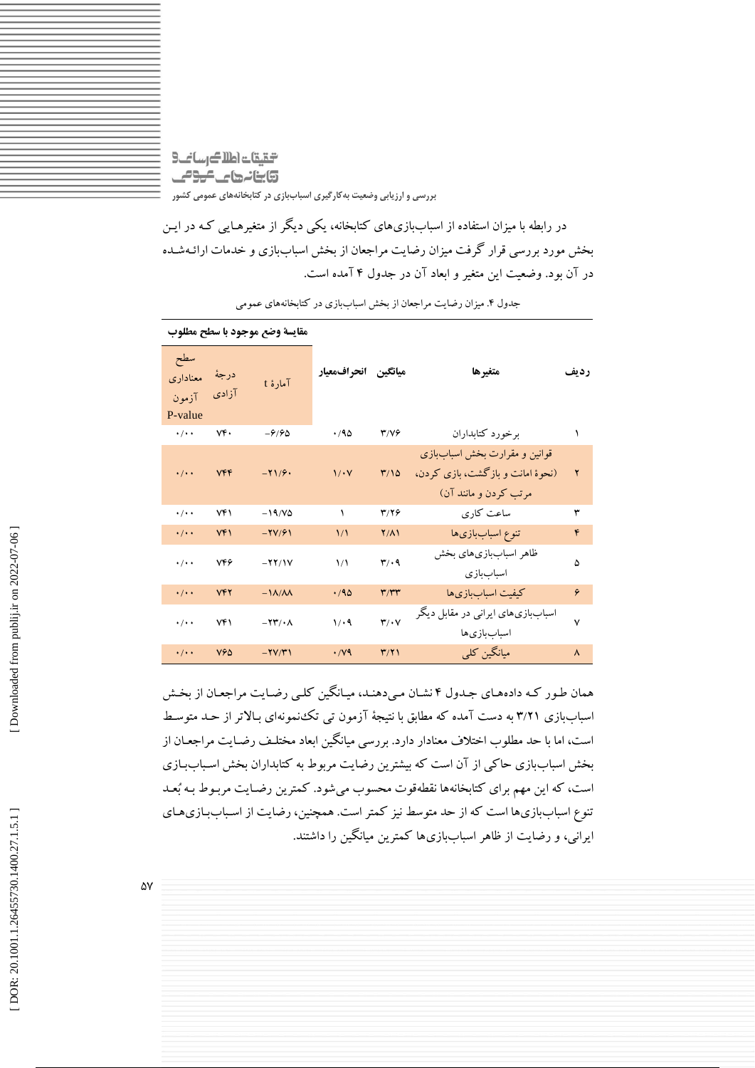در رابطه با میزان استفاده از اسباب‌بازی‌های کتابخانه، یکی دیگر از متغیرهایی که در این بخش مورد بررسی قرار گرفت میزان رضایت مراجعان از بخش اسباب‌بازی و خدمات ارائه‌شده در آن بود. وضعیت این متغیر و ابعاد آن در جدول ۴ آمده است.

جدول ۴. میزان رضایت مراجعان از بخش اسباب‌بازی در کتابخانه‌های عمومی

| ردیف | متغیرها | میانگین | انحراف‌معیار | مقایسهٔ وضع موجود با سطح مطلوب | | |
|---|---|---|---|---|---|---|
| | | | | آمارهٔ t | درجهٔ آزادی | سطح معناداری آزمون P-value |
| ۱ | برخورد کتابداران | ۳/۷۶ | ۰/۹۵ | -۶/۶۵ | ۷۴۰ | ۰/۰۰ |
| ۲ | قوانین و مقرارت بخش اسباب‌بازی (نحوهٔ امانت و بازگشت، بازی کردن، مرتب کردن و مانند آن) | ۳/۱۵ | ۱/۰۷ | -۲۱/۶۰ | ۷۴۴ | ۰/۰۰ |
| ۳ | ساعت کاری | ۳/۲۶ | ۱ | -۱۹/۷۵ | ۷۴۱ | ۰/۰۰ |
| ۴ | تنوع اسباب‌بازی‌ها | ۲/۸۱ | ۱/۱ | -۲۷/۶۱ | ۷۴۱ | ۰/۰۰ |
| ۵ | ظاهر اسباب‌بازی‌های بخش اسباب‌بازی | ۳/۰۹ | ۱/۱ | -۲۲/۱۷ | ۷۴۶ | ۰/۰۰ |
| ۶ | کیفیت اسباب‌بازی‌ها | ۳/۳۳ | ۰/۹۵ | -۱۸/۸۸ | ۷۴۲ | ۰/۰۰ |
| ۷ | اسباب‌بازی‌های ایرانی در مقابل دیگر اسباب‌بازی‌ها | ۳/۰۷ | ۱/۰۹ | -۲۳/۰۸ | ۷۴۱ | ۰/۰۰ |
| ۸ | میانگین کلی | ۳/۲۱ | ۰/۷۹ | -۲۷/۳۱ | ۷۶۵ | ۰/۰۰ |

همان طور که داده‌های جدول ۴ نشان می‌دهند، میانگین کلی رضایت مراجعان از بخش اسباب‌بازی ۳/۲۱ به دست آمده که مطابق با نتیجهٔ آزمون تی تک‌نمونه‌ای بالاتر از حد متوسط است، اما با حد مطلوب اختلاف معنادار دارد. بررسی میانگین ابعاد مختلف رضایت مراجعان از بخش اسباب‌بازی حاکی از آن است که بیشترین رضایت مربوط به کتابداران بخش اسباب‌بازی است، که این مهم برای کتابخانه‌ها نقطه‌قوت محسوب می‌شود. کمترین رضایت مربوط به بُعد تنوع اسباب‌بازی‌ها است که از حد متوسط نیز کمتر است. همچنین، رضایت از اسباب‌بازی‌های ایرانی، و رضایت از ظاهر اسباب‌بازی‌ها کمترین میانگین را داشتند.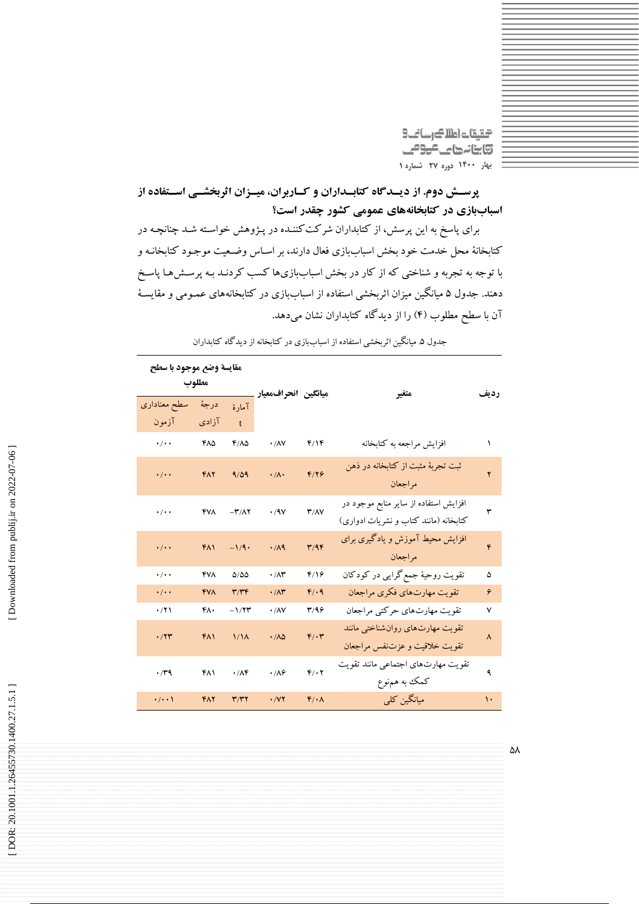**پرسش دوم. از دیدگاه کتابداران و کاربران، میزان اثربخشی استفاده از اسباب‌بازی در کتابخانه‌های عمومی کشور چقدر است؟**

برای پاسخ به این پرسش، از کتابداران شرکت‌کننده در پژوهش خواسته شد چنانچه در کتابخانهٔ محل خدمت خود بخش اسباب‌بازی فعال دارند، بر اساس وضعیت موجود کتابخانه و با توجه به تجربه و شناختی که از کار در بخش اسباب‌بازی‌ها کسب کردند به پرسش‌ها پاسخ دهند. جدول ۵ میانگین میزان اثربخشی استفاده از اسباب‌بازی در کتابخانه‌های عمومی و مقایسهٔ آن با سطح مطلوب (۴) را از دیدگاه کتابداران نشان می‌دهد.

جدول ۵. میانگین اثربخشی استفاده از اسباب‌بازی در کتابخانه از دیدگاه کتابداران

| ردیف | متغیر | میانگین | انحراف‌معیار | مقایسهٔ وضع موجود با سطح مطلوب | | |
|---|---|---|---|---|---|---|
| | | | | آمارهٔ t | درجهٔ آزادی | سطح معناداری آزمون |
| ۱ | افزایش مراجعه به کتابخانه | ۴/۱۴ | ۰/۸۷ | ۴/۸۵ | ۴۸۵ | ۰/۰۰ |
| ۲ | ثبت تجربهٔ مثبت از کتابخانه در ذهن مراجعان | ۴/۲۶ | ۰/۸۰ | ۹/۵۹ | ۴۸۲ | ۰/۰۰ |
| ۳ | افزایش استفاده از سایر منابع موجود در کتابخانه (مانند کتاب و نشریات ادواری) | ۳/۸۷ | ۰/۹۷ | -۳/۸۲ | ۴۷۸ | ۰/۰۰ |
| ۴ | افزایش محیط آموزش و یادگیری برای مراجعان | ۳/۹۴ | ۰/۸۹ | -۱/۹۰ | ۴۸۱ | ۰/۰۰ |
| ۵ | تقویت روحیهٔ جمع گرایی در کودکان | ۴/۱۶ | ۰/۸۳ | ۵/۵۵ | ۴۷۸ | ۰/۰۰ |
| ۶ | تقویت مهارت‌های فکری مراجعان | ۴/۰۹ | ۰/۸۳ | ۳/۳۴ | ۴۷۸ | ۰/۰۰ |
| ۷ | تقویت مهارت‌های حرکتی مراجعان | ۳/۹۶ | ۰/۸۷ | -۱/۲۳ | ۴۸۰ | ۰/۲۱ |
| ۸ | تقویت مهارت‌های روان‌شناختی مانند تقویت خلاقیت و عزت‌نفس مراجعان | ۴/۰۳ | ۰/۸۵ | ۱/۱۸ | ۴۸۱ | ۰/۲۳ |
| ۹ | تقویت مهارت‌های اجتماعی مانند تقویت کمک به همنوع | ۴/۰۲ | ۰/۸۶ | ۰/۸۴ | ۴۸۱ | ۰/۳۹ |
| ۱۰ | میانگین کلی | ۴/۰۸ | ۰/۷۲ | ۳/۳۲ | ۴۸۲ | ۰/۰۰۱ |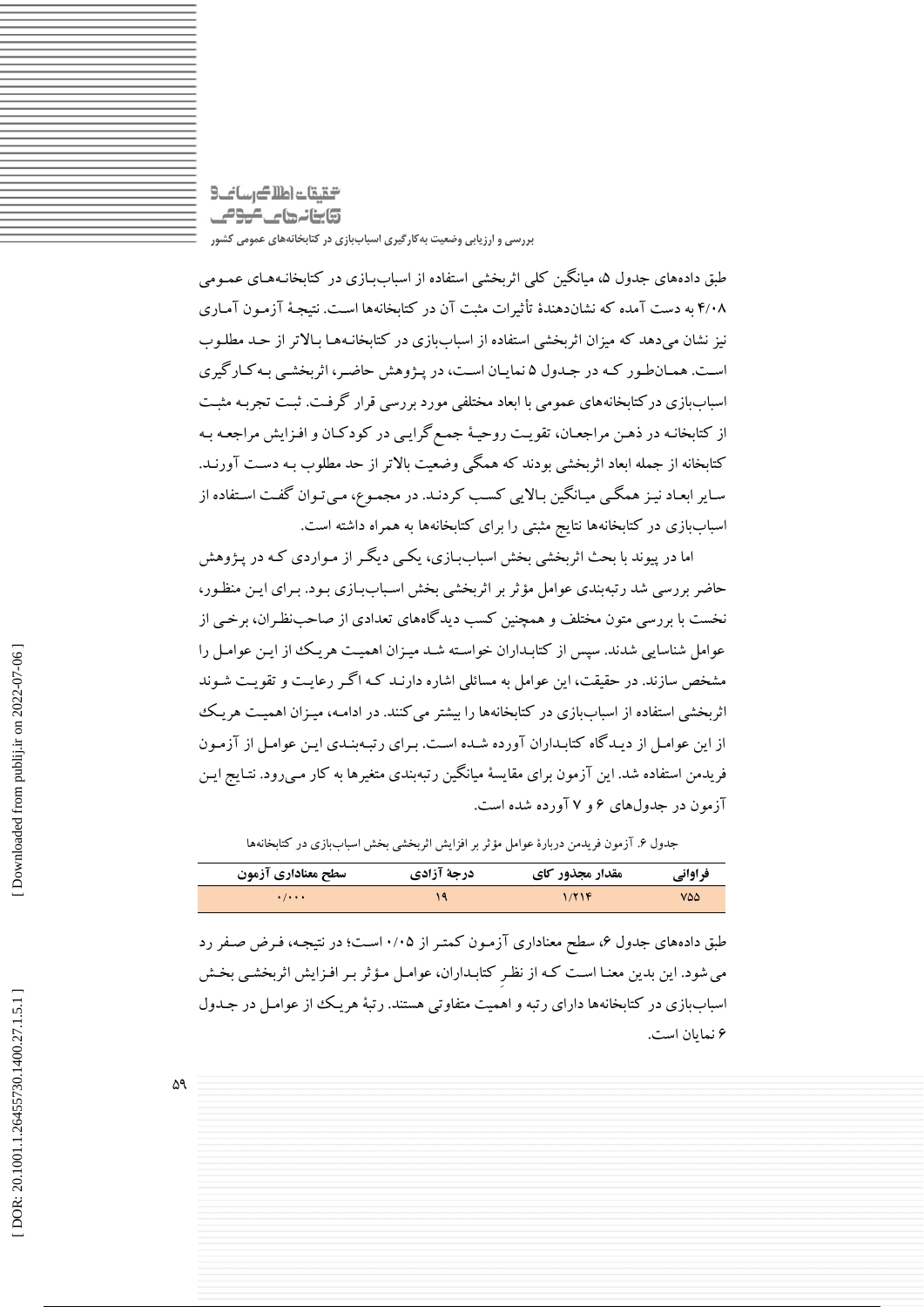طبق داده‌های جدول ۵، میانگین کلی اثربخشی استفاده از اسباب‌بازی در کتابخانه‌های عمومی ۴/۰۸ به دست آمده که نشان‌دهندهٔ تأثیرات مثبت آن در کتابخانه‌ها است. نتیجهٔ آزمون آماری نیز نشان می‌دهد که میزان اثربخشی استفاده از اسباب‌بازی در کتابخانه‌ها بالاتر از حد مطلوب است. همان‌طور که در جدول ۵ نمایان است، در پژوهش حاضر، اثربخشی به‌کارگیری اسباب‌بازی درکتابخانه‌های عمومی با ابعاد مختلفی مورد بررسی قرار گرفت. ثبت تجربه مثبت از کتابخانه در ذهن مراجعان، تقویت روحیهٔ جمع‌گرایی در کودکان و افزایش مراجعه به کتابخانه از جمله ابعاد اثربخشی بودند که همگی وضعیت بالاتر از حد مطلوب به دست آورند. سایر ابعاد نیز همگی میانگین بالایی کسب کردند. در مجموع، می‌توان گفت استفاده از اسباب‌بازی در کتابخانه‌ها نتایج مثبتی را برای کتابخانه‌ها به همراه داشته است.

اما در پیوند با بحث اثربخشی بخش اسباب‌بازی، یکی دیگر از مواردی که در پژوهش حاضر بررسی شد رتبه‌بندی عوامل مؤثر بر اثربخشی بخش اسباب‌بازی بود. برای این منظور، نخست با بررسی متون مختلف و همچنین کسب دیدگاه‌های تعدادی از صاحب‌نظران، برخی از عوامل شناسایی شدند. سپس از کتابداران خواسته شد میزان اهمیت هریک از این عوامل را مشخص سازند. در حقیقت، این عوامل به مسائلی اشاره دارند که اگر رعایت و تقویت شوند اثربخشی استفاده از اسباب‌بازی در کتابخانه‌ها را بیشتر می‌کنند. در ادامه، میزان اهمیت هریک از این عوامل از دیدگاه کتابداران آورده شده است. برای رتبه‌بندی این عوامل از آزمون فریدمن استفاده شد. این آزمون برای مقایسهٔ میانگین رتبه‌بندی متغیرها به کار می‌رود. نتایج این آزمون در جدول‌های ۶ و ۷ آورده شده است.

جدول ۶. آزمون فریدمن دربارهٔ عوامل مؤثر بر افزایش اثربخشی بخش اسباب‌بازی در کتابخانه‌ها

| فراوانی | مقدار مجذور کای | درجهٔ آزادی | سطح معناداری آزمون |
|---|---|---|---|
| ۷۵۵ | ۱/۲۱۴ | ۱۹ | ۰/۰۰۰ |

طبق داده‌های جدول ۶، سطح معناداری آزمون کمتر از ۰/۰۵ است؛ در نتیجه، فرض صفر رد می‌شود. این بدین معنا است که از نظرِ کتابداران، عوامل مؤثر بر افزایش اثربخشی بخش اسباب‌بازی در کتابخانه‌ها دارای رتبه و اهمیت متفاوتی هستند. رتبهٔ هریک از عوامل در جدول ۶ نمایان است.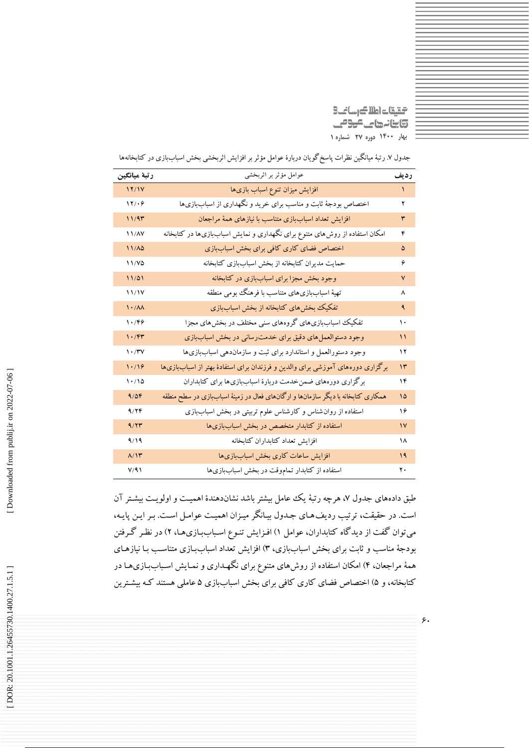جدول ۷. رتبهٔ میانگین نظرات پاسخ‌گویان دربارهٔ عوامل مؤثر بر افزایش اثربخشی بخش اسباب‌بازی در کتابخانه‌ها

| ردیف | عوامل مؤثر بر اثربخشی | رتبهٔ میانگین |
|---|---|---|
| ۱ | افزایش میزان تنوع اسباب بازی‌ها | ۱۲/۱۷ |
| ۲ | اختصاص بودجهٔ ثابت و مناسب برای خرید و نگهداری از اسباب‌بازی‌ها | ۱۲/۰۶ |
| ۳ | افزایش تعداد اسباب‌بازی متناسب با نیازهای همهٔ مراجعان | ۱۱/۹۳ |
| ۴ | امکان استفاده از روش‌های متنوع برای نگهداری و نمایش اسباب‌بازی‌ها در کتابخانه | ۱۱/۸۷ |
| ۵ | اختصاص فضای کاری کافی برای بخش اسباب‌بازی | ۱۱/۸۵ |
| ۶ | حمایت مدیران کتابخانه از بخش اسباب‌بازی کتابخانه | ۱۱/۷۵ |
| ۷ | وجود بخش مجزا برای اسباب‌بازی در کتابخانه | ۱۱/۵۱ |
| ۸ | تهیهٔ اسباب‌بازی‌های متناسب با فرهنگ بومی منطقه | ۱۱/۱۷ |
| ۹ | تفکیک بخش‌های کتابخانه از بخش اسباب‌بازی | ۱۰/۸۸ |
| ۱۰ | تفکیک اسباب‌بازی‌های گروه‌های سنی مختلف در بخش‌های مجزا | ۱۰/۴۶ |
| ۱۱ | وجود دستورالعمل‌های دقیق برای خدمت‌رسانی در بخش اسباب‌بازی | ۱۰/۴۳ |
| ۱۲ | وجود دستورالعمل و استاندارد برای ثبت و سازمان‌دهی اسباب‌بازی‌ها | ۱۰/۳۷ |
| ۱۳ | برگزاری دوره‌های آموزشی برای والدین و فرزندان برای استفادهٔ بهتر از اسباب‌بازی‌ها | ۱۰/۱۶ |
| ۱۴ | برگزاری دوره‌های ضمن‌خدمت دربارهٔ اسباب‌بازی‌ها برای کتابداران | ۱۰/۱۵ |
| ۱۵ | همکاری کتابخانه با دیگر سازمان‌ها و ارگان‌های فعال در زمینهٔ اسباب‌بازی در سطح منطقه | ۹/۵۴ |
| ۱۶ | استفاده از روان‌شناس و کارشناس علوم تربیتی در بخش اسباب‌بازی | ۹/۲۴ |
| ۱۷ | استفاده از کتابدار متخصص در بخش اسباب‌بازی‌ها | ۹/۲۳ |
| ۱۸ | افزایش تعداد کتابداران کتابخانه | ۹/۱۹ |
| ۱۹ | افزایش ساعات کاری بخش اسباب‌بازی‌ها | ۸/۱۳ |
| ۲۰ | استفاده از کتابدار تمام‌وقت در بخش اسباب‌بازی‌ها | ۷/۹۱ |

طبق داده‌های جدول ۷، هرچه رتبهٔ یک عامل بیشتر باشد نشان‌دهندهٔ اهمیت و اولویت بیشتر آن است. در حقیقت، ترتیب ردیف‌های جدول بیانگر میزان اهمیت عوامل است. بر این پایه، می‌توان گفت از دیدگاه کتابداران، عوامل ۱) افزایش تنوع اسباب‌بازی‌ها، ۲) در نظر گرفتن بودجهٔ مناسب و ثابت برای بخش اسباب‌بازی، ۳) افزایش تعداد اسباب‌بازی متناسب با نیازهای همهٔ مراجعان، ۴) امکان استفاده از روش‌های متنوع برای نگهداری و نمایش اسباب‌بازی‌ها در کتابخانه، و ۵) اختصاص فضای کاری کافی برای بخش اسباب‌بازی ۵ عاملی هستند که بیشترین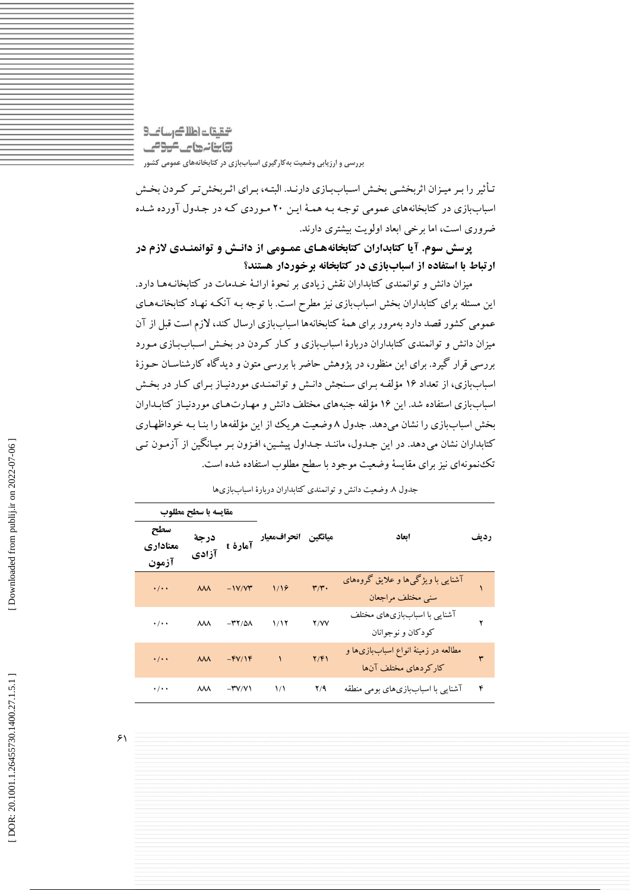تـأثیر را بـر میـزان اثربخشـی بخـش اسـباب‌بـازی دارنـد. البتـه، بـرای اثـربخش‌تـر کـردن بخـش اسباب‌بازی در کتابخانه‌های عمومی توجـه بـه همـهٔ ایـن ۲۰ مـوردی کـه در جـدول آورده شـده ضروری است، اما برخی ابعاد اولویت بیشتری دارند.

**پرسش سوم. آیا کتابداران کتابخانه‌هـای عمـومی از دانـش و توانمنـدی لازم در ارتباط با استفاده از اسباب‌بازی در کتابخانه برخوردار هستند؟**

میزان دانش و توانمندی کتابداران نقش زیادی بر نحوهٔ ارائهٔ خدمات در کتابخانـه‌ها دارد. این مسئله برای کتابداران بخش اسباب‌بازی نیز مطرح است. با توجه بـه آنکـه نهـاد کتابخانـه‌های عمومی کشور قصد دارد به‌مرور برای همهٔ کتابخانه‌ها اسباب‌بازی ارسال کند، لازم است قبل از آن میزان دانش و توانمندی کتابداران دربارهٔ اسباب‌بازی و کـار کـردن در بخـش اسـباب‌بازی مـورد بررسی قرار گیرد. برای این منظور، در پژوهش حاضر با بررسی متون و دیدگاه کارشناسـان حـوزهٔ اسباب‌بازی، از تعداد ۱۶ مؤلفـه بـرای سـنجش دانـش و توانمنـدی موردنیـاز بـرای کـار در بخـش اسباب‌بازی استفاده شد. این ۱۶ مؤلفه جنبه‌های مختلف دانش و مهـارت‌های موردنیـاز کتابـداران بخش اسباب‌بازی را نشان می‌دهد. جدول ۸ وضعیت هریک از این مؤلفه‌ها را بنـا بـه خوداظهـاری کتابداران نشان می‌دهد. در این جـدول، ماننـد جـداول پیشـین، افـزون بـر میـانگین از آزمـون تـی تک‌نمونه‌ای نیز برای مقایسهٔ وضعیت موجود با سطح مطلوب استفاده شده است.

جدول ۸. وضعیت دانش و توانمندی کتابداران دربارهٔ اسباب‌بازی‌ها

| ردیف | ابعاد | میانگین | انحراف‌معیار | مقایسه با سطح مطلوب: آمارهٔ t | درجهٔ آزادی | سطح معناداری آزمون |
|---|---|---|---|---|---|---|
| ۱ | آشنایی با ویژگی‌ها و علایق گروه‌های سنی مختلف مراجعان | ۳/۳۰ | ۱/۱۶ | -۱۷/۷۳ | ۸۸۸ | ۰/۰۰ |
| ۲ | آشنایی با اسباب‌بازی‌های مختلف کودکان و نوجوانان | ۲/۷۷ | ۱/۱۲ | -۳۲/۵۸ | ۸۸۸ | ۰/۰۰ |
| ۳ | مطالعه در زمینهٔ انواع اسباب‌بازی‌ها و کارکردهای مختلف آن‌ها | ۲/۴۱ | ۱ | -۴۷/۱۴ | ۸۸۸ | ۰/۰۰ |
| ۴ | آشنایی با اسباب‌بازی‌های بومی منطقه | ۲/۹ | ۱/۱ | -۳۷/۷۱ | ۸۸۸ | ۰/۰۰ |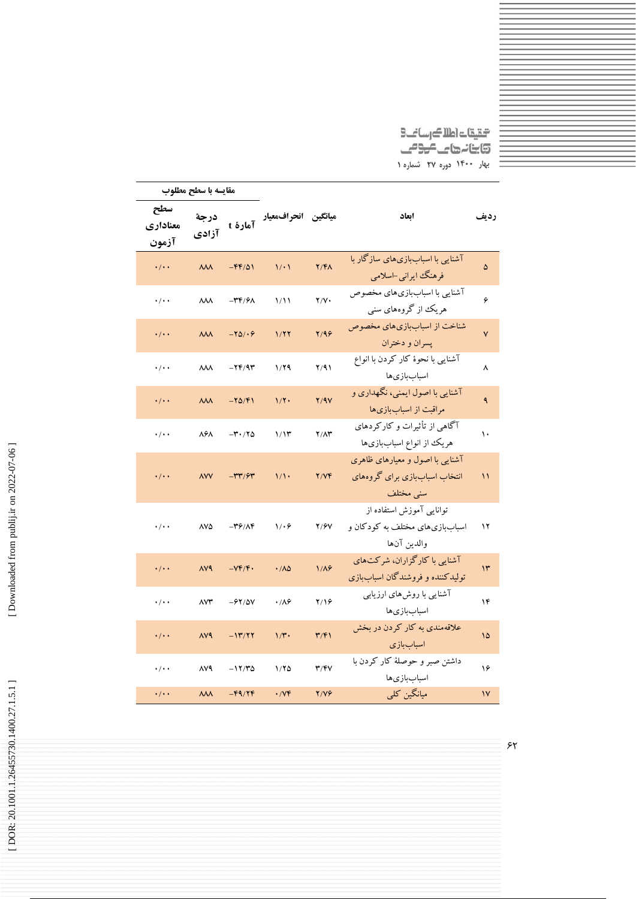| ردیف | ابعاد | میانگین | انحراف‌معیار | آمارهٔ t | درجهٔ آزادی | سطح معناداری آزمون |
|---|---|---|---|---|---|---|
| | | | | مقایسه با سطح مطلوب | | |
| ۵ | آشنایی با اسباب‌بازی‌های سازگار با فرهنگ ایرانی-اسلامی | ۲/۴۸ | ۱/۰۱ | -۴۴/۵۱ | ۸۸۸ | ۰/۰۰ |
| ۶ | آشنایی با اسباب‌بازی‌های مخصوص هریک از گروه‌های سنی | ۲/۷۰ | ۱/۱۱ | -۳۴/۶۸ | ۸۸۸ | ۰/۰۰ |
| ۷ | شناخت از اسباب‌بازی‌های مخصوص پسران و دختران | ۲/۹۶ | ۱/۲۲ | -۲۵/۰۶ | ۸۸۸ | ۰/۰۰ |
| ۸ | آشنایی با نحوهٔ کار کردن با انواع اسباب‌بازی‌ها | ۲/۹۱ | ۱/۲۹ | -۲۴/۹۳ | ۸۸۸ | ۰/۰۰ |
| ۹ | آشنایی با اصول ایمنی، نگهداری و مراقبت از اسباب‌بازی‌ها | ۲/۹۷ | ۱/۲۰ | -۲۵/۴۱ | ۸۸۸ | ۰/۰۰ |
| ۱۰ | آگاهی از تأثیرات و کارکردهای هریک از انواع اسباب‌بازی‌ها | ۲/۸۳ | ۱/۱۳ | -۳۰/۲۵ | ۸۶۸ | ۰/۰۰ |
| ۱۱ | آشنایی با اصول و معیارهای ظاهری انتخاب اسباب‌بازی برای گروه‌های سنی مختلف | ۲/۷۴ | ۱/۱۰ | -۳۳/۶۳ | ۸۷۷ | ۰/۰۰ |
| ۱۲ | توانایی آموزش استفاده از اسباب‌بازی‌های مختلف به کودکان و والدین آن‌ها | ۲/۶۷ | ۱/۰۶ | -۳۶/۸۴ | ۸۷۵ | ۰/۰۰ |
| ۱۳ | آشنایی با کارگزاران، شرکت‌های تولیدکننده و فروشندگان اسباب‌بازی | ۱/۸۶ | ۰/۸۵ | -۷۴/۴۰ | ۸۷۹ | ۰/۰۰ |
| ۱۴ | آشنایی با روش‌های ارزیابی اسباب‌بازی‌ها | ۲/۱۶ | ۰/۸۶ | -۶۲/۵۷ | ۸۷۳ | ۰/۰۰ |
| ۱۵ | علاقه‌مندی به کار کردن در بخش اسباب‌بازی | ۳/۴۱ | ۱/۳۰ | -۱۳/۲۲ | ۸۷۹ | ۰/۰۰ |
| ۱۶ | داشتن صبر و حوصلهٔ کار کردن با اسباب‌بازی‌ها | ۳/۴۷ | ۱/۲۵ | -۱۲/۳۵ | ۸۷۹ | ۰/۰۰ |
| ۱۷ | میانگین کلی | ۲/۷۶ | ۰/۷۴ | -۴۹/۲۴ | ۸۸۸ | ۰/۰۰ |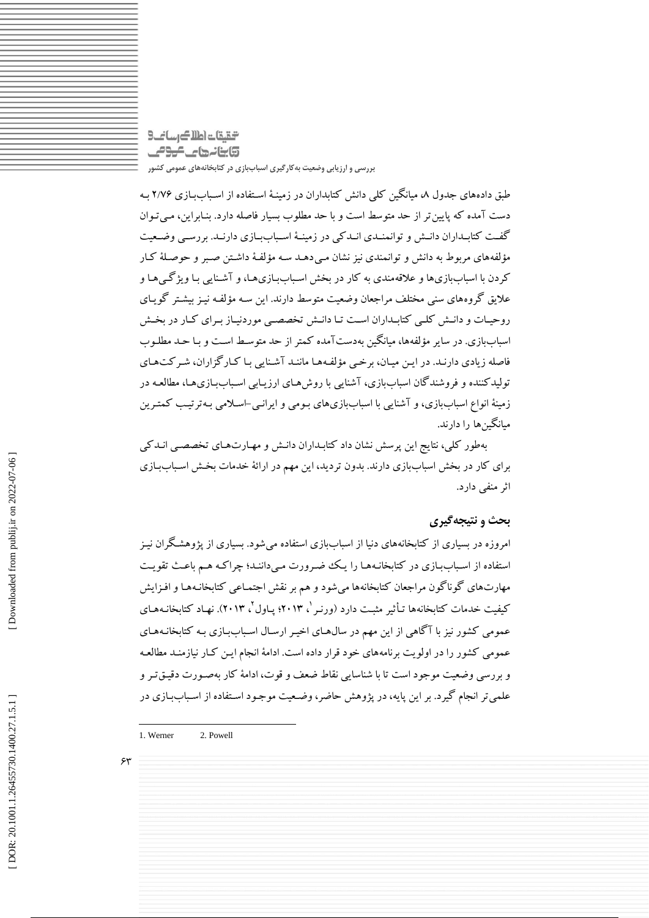طبق داده‌های جدول ۸، میانگین کلی دانش کتابداران در زمینهٔ استفاده از اسباب‌بازی ۲/۷۶ به دست آمده که پایین‌تر از حد متوسط است و با حد مطلوب بسیار فاصله دارد. بنابراین، می‌توان گفت کتابداران دانش و توانمندی اندکی در زمینهٔ اسباب‌بازی دارند. بررسی وضعیت مؤلفه‌های مربوط به دانش و توانمندی نیز نشان می‌دهد سه مؤلفهٔ داشتن صبر و حوصلهٔ کار کردن با اسباب‌بازی‌ها و علاقه‌مندی به کار در بخش اسباب‌بازی‌ها، و آشنایی با ویژگی‌ها و علایق گروه‌های سنی مختلف مراجعان وضعیت متوسط دارند. این سه مؤلفه نیز بیشتر گویای روحیات و دانش کلی کتابداران است تا دانش تخصصی موردنیاز برای کار در بخش اسباب‌بازی. در سایر مؤلفه‌ها، میانگین به‌دست‌آمده کمتر از حد متوسط است و با حد مطلوب فاصله زیادی دارند. در این میان، برخی مؤلفه‌ها مانند آشنایی با کارگزاران، شرکت‌های تولیدکننده و فروشندگان اسباب‌بازی، آشنایی با روش‌های ارزیابی اسباب‌بازی‌ها، مطالعه در زمینهٔ انواع اسباب‌بازی، و آشنایی با اسباب‌بازی‌های بومی و ایرانی-اسلامی به‌ترتیب کمترین میانگین‌ها را دارند.

به‌طور کلی، نتایج این پرسش نشان داد کتابداران دانش و مهارت‌های تخصصی اندکی برای کار در بخش اسباب‌بازی دارند. بدون تردید، این مهم در ارائهٔ خدمات بخش اسباب‌بازی اثر منفی دارد.

## بحث و نتیجه‌گیری

امروزه در بسیاری از کتابخانه‌های دنیا از اسباب‌بازی استفاده می‌شود. بسیاری از پژوهشگران نیز استفاده از اسباب‌بازی در کتابخانه‌ها را یک ضرورت می‌دانند؛ چراکه هم باعث تقویت مهارت‌های گوناگون مراجعان کتابخانه‌ها می‌شود و هم بر نقش اجتماعی کتابخانه‌ها و افزایش کیفیت خدمات کتابخانه‌ها تأثیر مثبت دارد (ورنر[1]، ۲۰۱۳؛ پاول[2]، ۲۰۱۳). نهاد کتابخانه‌های عمومی کشور نیز با آگاهی از این مهم در سال‌های اخیر ارسال اسباب‌بازی به کتابخانه‌های عمومی کشور را در اولویت برنامه‌های خود قرار داده است. ادامهٔ انجام این کار نیازمند مطالعه و بررسی وضعیت موجود است تا با شناسایی نقاط ضعف و قوت، ادامهٔ کار به‌صورت دقیق‌تر و علمی‌تر انجام گیرد. بر این پایه، در پژوهش حاضر، وضعیت موجود استفاده از اسباب‌بازی در

---

1. Werner 2. Powell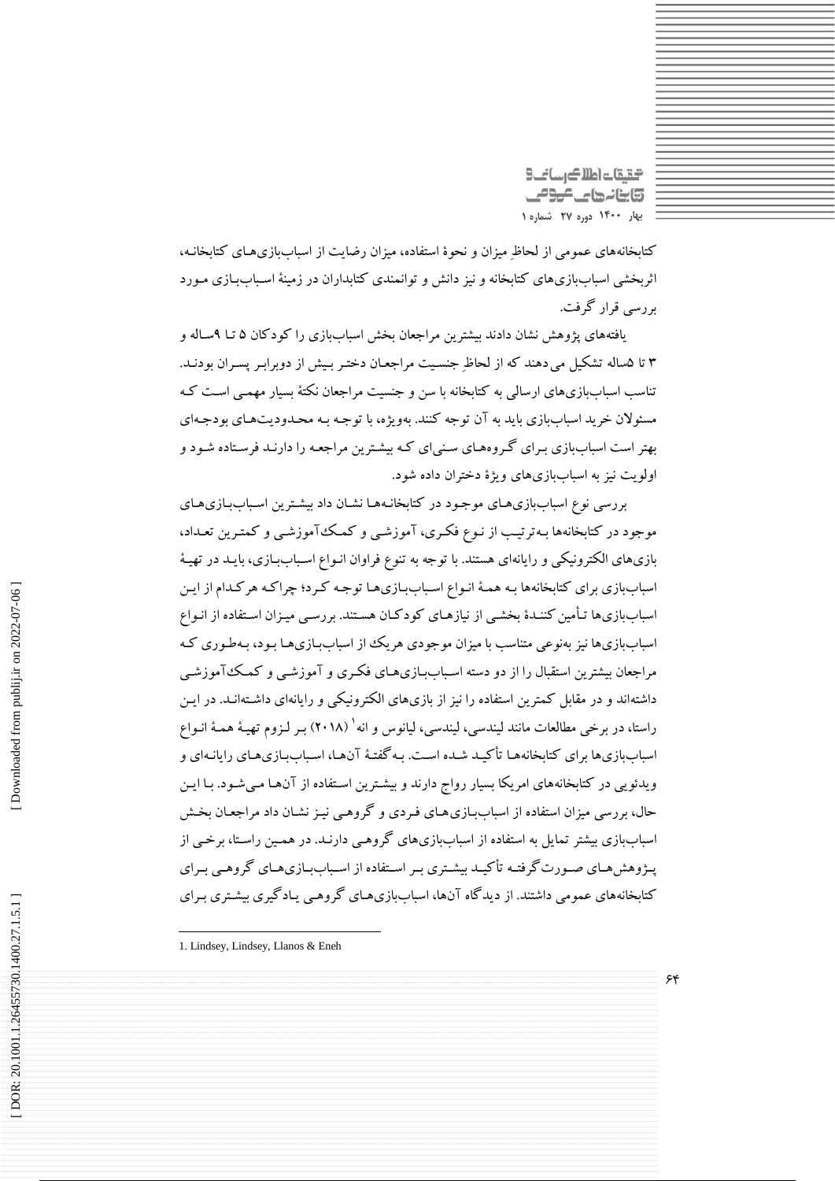کتابخانه‌های عمومی از لحاظِ میزان و نحوهٔ استفاده، میزان رضایت از اسباب‌بازی‌های کتابخانه، اثربخشی اسباب‌بازی‌های کتابخانه و نیز دانش و توانمندی کتابداران در زمینهٔ اسباب‌بازی مورد بررسی قرار گرفت.

یافته‌های پژوهش نشان دادند بیشترین مراجعان بخش اسباب‌بازی را کودکان ۵ تا ۹ساله و ۳ تا ۵ساله تشکیل می‌دهند که از لحاظِ جنسیت مراجعان دختر بیش از دوبرابر پسران بودند. تناسب اسباب‌بازی‌های ارسالی به کتابخانه با سن و جنسیت مراجعان نکتهٔ بسیار مهمی است که مسئولان خرید اسباب‌بازی باید به آن توجه کنند. به‌ویژه، با توجه به محدودیت‌های بودجه‌ای بهتر است اسباب‌بازی برای گروه‌های سنی‌ای که بیشترین مراجعه را دارند فرستاده شود و اولویت نیز به اسباب‌بازی‌های ویژهٔ دختران داده شود.

بررسی نوع اسباب‌بازی‌های موجود در کتابخانه‌ها نشان داد بیشترین اسباب‌بازی‌های موجود در کتابخانه‌ها به‌ترتیب از نوع فکری، آموزشی و کمک‌آموزشی و کمترین تعداد، بازی‌های الکترونیکی و رایانه‌ای هستند. با توجه به تنوع فراوان انواع اسباب‌بازی، باید در تهیهٔ اسباب‌بازی برای کتابخانه‌ها به همهٔ انواع اسباب‌بازی‌ها توجه کرد؛ چراکه هرکدام از این اسباب‌بازی‌ها تأمین کنندهٔ بخشی از نیازهای کودکان هستند. بررسی میزان استفاده از انواع اسباب‌بازی‌ها نیز به‌نوعی متناسب با میزان موجودی هریک از اسباب‌بازی‌ها بود، به‌طوری که مراجعان بیشترین استقبال را از دو دسته اسباب‌بازی‌های فکری و آموزشی و کمک‌آموزشی داشته‌اند و در مقابل کمترین استفاده را نیز از بازی‌های الکترونیکی و رایانه‌ای داشته‌اند. در این راستا، در برخی مطالعات مانند لیندسی، لیندسی، لیانوس و انه[1] (۲۰۱۸) بر لزوم تهیهٔ همهٔ انواع اسباب‌بازی‌ها برای کتابخانه‌ها تأکید شده است. به‌گفتهٔ آن‌ها، اسباب‌بازی‌های رایانه‌ای و ویدئویی در کتابخانه‌های امریکا بسیار رواج دارند و بیشترین استفاده از آن‌ها می‌شود. با این حال، بررسی میزان استفاده از اسباب‌بازی‌های فردی و گروهی نیز نشان داد مراجعان بخش اسباب‌بازی بیشتر تمایل به استفاده از اسباب‌بازی‌های گروهی دارند. در همین راستا، برخی از پژوهش‌های صورت‌گرفته تأکید بیشتری بر استفاده از اسباب‌بازی‌های گروهی برای کتابخانه‌های عمومی داشتند. از دیدگاه آن‌ها، اسباب‌بازی‌های گروهی یادگیری بیشتری برای

---

1. Lindsey, Lindsey, Llanos & Eneh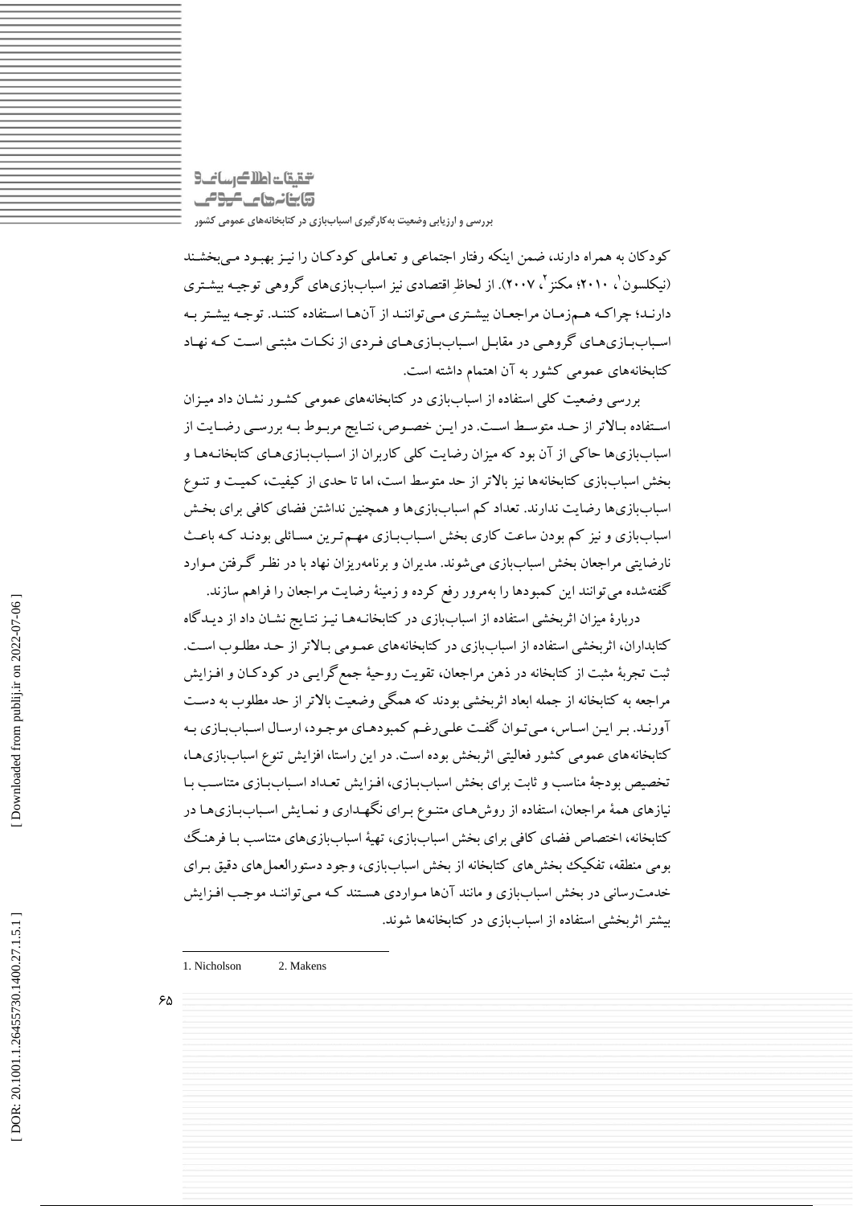کودکان به همراه دارند، ضمن اینکه رفتار اجتماعی و تعاملی کودکان را نیز بهبود می‌بخشند (نیکلسون[1]، ۲۰۱۰؛ مکنز[2]، ۲۰۰۷). از لحاظِ اقتصادی نیز اسباب‌بازی‌های گروهی توجیه بیشتری دارند؛ چراکه هم‌زمان مراجعان بیشتری می‌توانند از آن‌ها استفاده کنند. توجه بیشتر به اسباب‌بازی‌های گروهی در مقابل اسباب‌بازی‌های فردی از نکات مثبتی است که نهاد کتابخانه‌های عمومی کشور به آن اهتمام داشته است.

بررسی وضعیت کلی استفاده از اسباب‌بازی در کتابخانه‌های عمومی کشور نشان داد میزان استفاده بالاتر از حد متوسط است. در این خصوص، نتایج مربوط به بررسی رضایت از اسباب‌بازی‌ها حاکی از آن بود که میزان رضایت کلی کاربران از اسباب‌بازی‌های کتابخانه‌ها و بخش اسباب‌بازی کتابخانه‌ها نیز بالاتر از حد متوسط است، اما تا حدی از کیفیت، کمیت و تنوع اسباب‌بازی‌ها رضایت ندارند. تعداد کم اسباب‌بازی‌ها و همچنین نداشتن فضای کافی برای بخش اسباب‌بازی و نیز کم بودن ساعت کاری بخش اسباب‌بازی مهم‌ترین مسائلی بودند که باعث نارضایتی مراجعان بخش اسباب‌بازی می‌شوند. مدیران و برنامه‌ریزان نهاد با در نظر گرفتن موارد گفته‌شده می‌توانند این کمبودها را به‌مرور رفع کرده و زمینهٔ رضایت مراجعان را فراهم سازند.

دربارهٔ میزان اثربخشی استفاده از اسباب‌بازی در کتابخانه‌ها نیز نتایج نشان داد از دیدگاه کتابداران، اثربخشی استفاده از اسباب‌بازی در کتابخانه‌های عمومی بالاتر از حد مطلوب است. ثبت تجربهٔ مثبت از کتابخانه در ذهن مراجعان، تقویت روحیهٔ جمع‌گرایی در کودکان و افزایش مراجعه به کتابخانه از جمله ابعاد اثربخشی بودند که همگی وضعیت بالاتر از حد مطلوب به دست آورند. بر این اساس، می‌توان گفت علی‌رغم کمبودهای موجود، ارسال اسباب‌بازی به کتابخانه‌های عمومی کشور فعالیتی اثربخش بوده است. در این راستا، افزایش تنوع اسباب‌بازی‌ها، تخصیص بودجهٔ مناسب و ثابت برای بخش اسباب‌بازی، افزایش تعداد اسباب‌بازی متناسب با نیازهای همهٔ مراجعان، استفاده از روش‌های متنوع برای نگهداری و نمایش اسباب‌بازی‌ها در کتابخانه، اختصاص فضای کافی برای بخش اسباب‌بازی، تهیهٔ اسباب‌بازی‌های متناسب با فرهنگ بومی منطقه، تفکیک بخش‌های کتابخانه از بخش اسباب‌بازی، وجود دستورالعمل‌های دقیق برای خدمت‌رسانی در بخش اسباب‌بازی و مانند آن‌ها مواردی هستند که می‌توانند موجب افزایش بیشتر اثربخشی استفاده از اسباب‌بازی در کتابخانه‌ها شوند.

---

1. Nicholson
2. Makens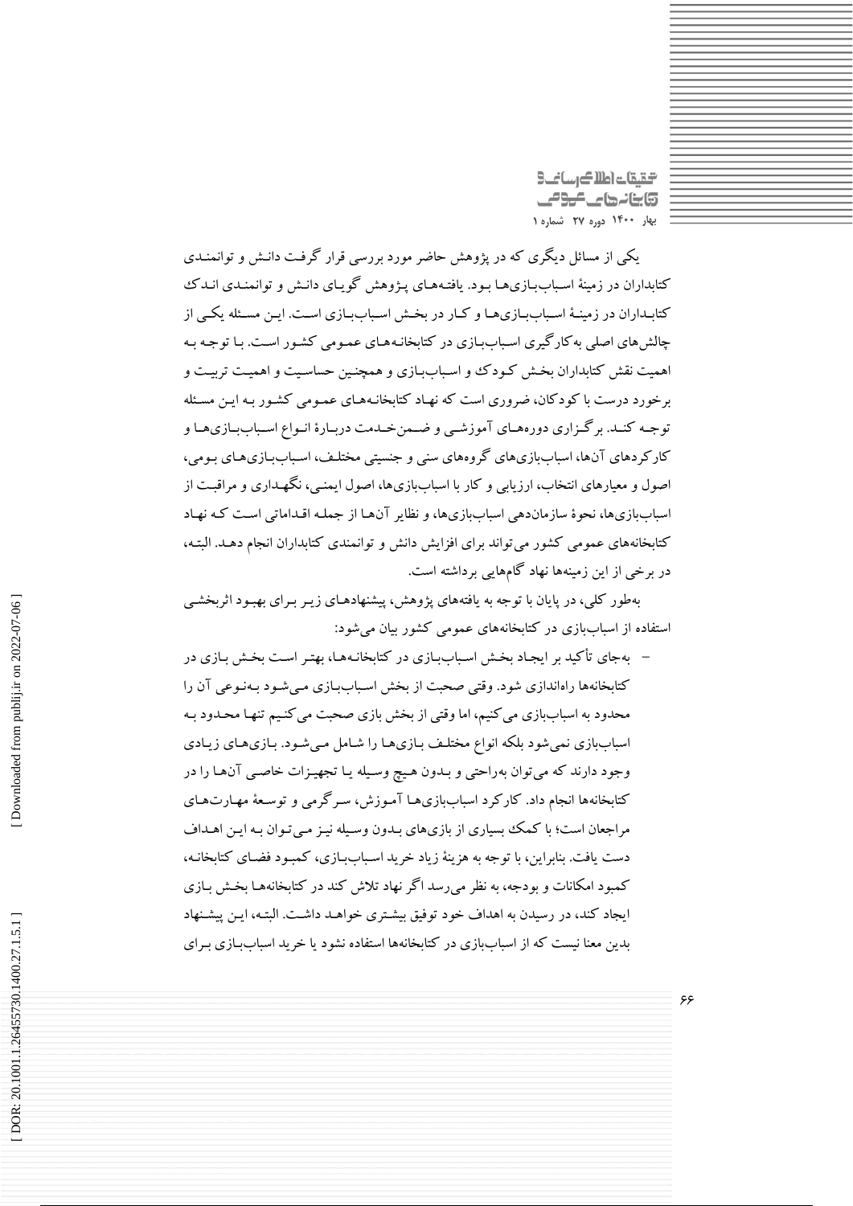یکی از مسائل دیگری که در پژوهش حاضر مورد بررسی قرار گرفت دانش و توانمندی کتابداران در زمینهٔ اسباب‌بازی‌ها بود. یافته‌های پژوهش گویای دانش و توانمندی اندک کتابداران در زمینهٔ اسباب‌بازی‌ها و کار در بخش اسباب‌بازی است. این مسئله یکی از چالش‌های اصلی به‌کارگیری اسباب‌بازی در کتابخانه‌های عمومی کشور است. با توجه به اهمیت نقش کتابداران بخش کودک و اسباب‌بازی و همچنین حساسیت و اهمیت تربیت و برخورد درست با کودکان، ضروری است که نهاد کتابخانه‌های عمومی کشور به این مسئله توجه کند. برگزاری دوره‌های آموزشی و ضمن‌خدمت دربارهٔ انواع اسباب‌بازی‌ها و کارکردهای آن‌ها، اسباب‌بازی‌های گروه‌های سنی و جنسیتی مختلف، اسباب‌بازی‌های بومی، اصول و معیارهای انتخاب، ارزیابی و کار با اسباب‌بازی‌ها، اصول ایمنی، نگهداری و مراقبت از اسباب‌بازی‌ها، نحوهٔ سازمان‌دهی اسباب‌بازی‌ها، و نظایر آن‌ها از جمله اقداماتی است که نهاد کتابخانه‌های عمومی کشور می‌تواند برای افزایش دانش و توانمندی کتابداران انجام دهد. البته، در برخی از این زمینه‌ها نهاد گام‌هایی برداشته است.

به‌طور کلی، در پایان با توجه به یافته‌های پژوهش، پیشنهادهای زیر برای بهبود اثربخشی استفاده از اسباب‌بازی در کتابخانه‌های عمومی کشور بیان می‌شود:

- به‌جای تأکید بر ایجاد بخش اسباب‌بازی در کتابخانه‌ها، بهتر است بخش بازی در کتابخانه‌ها راه‌اندازی شود. وقتی صحبت از بخش اسباب‌بازی می‌شود به‌نوعی آن را محدود به اسباب‌بازی می‌کنیم، اما وقتی از بخش بازی صحبت می‌کنیم تنها محدود به اسباب‌بازی نمی‌شود بلکه انواع مختلف بازی‌ها را شامل می‌شود. بازی‌های زیادی وجود دارند که می‌توان به‌راحتی و بدون هیچ وسیله یا تجهیزات خاصی آن‌ها را در کتابخانه‌ها انجام داد. کارکرد اسباب‌بازی‌ها آموزش، سرگرمی و توسعهٔ مهارت‌های مراجعان است؛ با کمک بسیاری از بازی‌های بدون وسیله نیز می‌توان به این اهداف دست یافت. بنابراین، با توجه به هزینهٔ زیاد خرید اسباب‌بازی، کمبود فضای کتابخانه، کمبود امکانات و بودجه، به نظر می‌رسد اگر نهاد تلاش کند در کتابخانه‌ها بخش بازی ایجاد کند، در رسیدن به اهداف خود توفیق بیشتری خواهد داشت. البته، این پیشنهاد بدین معنا نیست که از اسباب‌بازی در کتابخانه‌ها استفاده نشود یا خرید اسباب‌بازی برای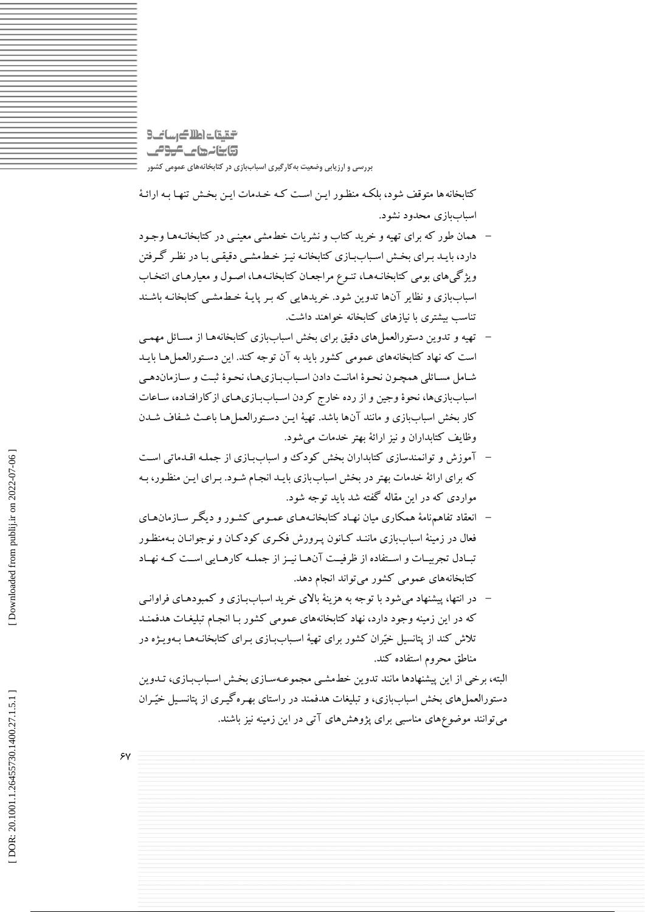کتابخانه‌ها متوقف شود، بلکه منظور این است که خدمات این بخش تنها به ارائهٔ اسباب‌بازی محدود نشود.

- همان طور که برای تهیه و خرید کتاب و نشریات خط‌مشی معینی در کتابخانه‌ها وجود دارد، باید برای بخش اسباب‌بازی کتابخانه نیز خط‌مشی دقیقی با در نظر گرفتن ویژگی‌های بومی کتابخانه‌ها، تنوع مراجعان کتابخانه‌ها، اصول و معیارهای انتخاب اسباب‌بازی و نظایر آن‌ها تدوین شود. خریدهایی که بر پایهٔ خط‌مشی کتابخانه باشند تناسب بیشتری با نیازهای کتابخانه خواهند داشت.
- تهیه و تدوین دستورالعمل‌های دقیق برای بخش اسباب‌بازی کتابخانه‌ها از مسائل مهمی است که نهاد کتابخانه‌های عمومی کشور باید به آن توجه کند. این دستورالعمل‌ها باید شامل مسائلی همچون نحوهٔ امانت دادن اسباب‌بازی‌ها، نحوهٔ ثبت و سازماندهی اسباب‌بازی‌ها، نحوهٔ وجین و از رده خارج کردن اسباب‌بازی‌های ازکارافتاده، ساعات کار بخش اسباب‌بازی و مانند آن‌ها باشد. تهیهٔ این دستورالعمل‌ها باعث شفاف شدن وظایف کتابداران و نیز ارائهٔ بهتر خدمات می‌شود.
- آموزش و توانمندسازی کتابداران بخش کودک و اسباب‌بازی از جمله اقداماتی است که برای ارائهٔ خدمات بهتر در بخش اسباب‌بازی باید انجام شود. برای این منظور، به مواردی که در این مقاله گفته شد باید توجه شود.
- انعقاد تفاهم‌نامهٔ همکاری میان نهاد کتابخانه‌های عمومی کشور و دیگر سازمان‌های فعال در زمینهٔ اسباب‌بازی مانند کانون پرورش فکری کودکان و نوجوانان به‌منظور تبادل تجربیات و استفاده از ظرفیت آن‌ها نیز از جمله کارهایی است که نهاد کتابخانه‌های عمومی کشور می‌تواند انجام دهد.
- در انتها، پیشنهاد می‌شود با توجه به هزینهٔ بالای خرید اسباب‌بازی و کمبودهای فراوانی که در این زمینه وجود دارد، نهاد کتابخانه‌های عمومی کشور با انجام تبلیغات هدفمند تلاش کند از پتانسیل خیّران کشور برای تهیهٔ اسباب‌بازی برای کتابخانه‌ها به‌ویژه در مناطق محروم استفاده کند.

البته، برخی از این پیشنهادها مانند تدوین خط‌مشی مجموعه‌سازی بخش اسباب‌بازی، تدوین دستورالعمل‌های بخش اسباب‌بازی، و تبلیغات هدفمند در راستای بهره‌گیری از پتانسیل خیّران می‌توانند موضوع‌های مناسبی برای پژوهش‌های آتی در این زمینه نیز باشند.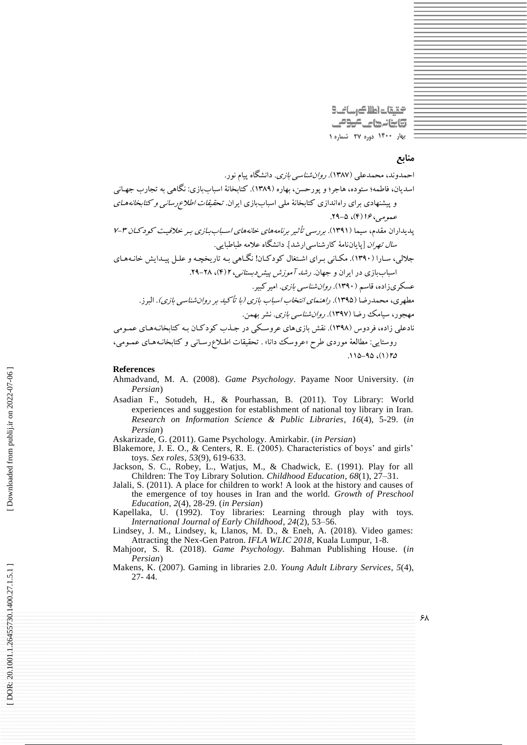## منابع

احمدوند، محمدعلی (۱۳۸۷). *روان‌شناسی بازی*. دانشگاه پیام نور.

اسدیان، فاطمه؛ ستوده، هاجر؛ و پورحسن، بهاره (۱۳۸۹). کتابخانهٔ اسباب‌بازی: نگاهی به تجارب جهانی و پیشنهادی برای راه‌اندازی کتابخانهٔ ملی اسباب‌بازی ایران. *تحقیقات اطلاع‌رسانی و کتابخانه‌های عمومی*، ۱۶(۴)، ۵-۲۹.

پدیداران مقدم، سیما (۱۳۹۱). *بررسی تأثیر برنامه‌های خانه‌های اسباب‌بازی بر خلاقیت کودکان ۳-۷ سال تهران* [پایان‌نامهٔ کارشناسی‌ارشد]. دانشگاه علامه طباطبایی.

جلالی، سارا (۱۳۹۰). مکانی برای اشتغال کودکان! نگاهی به تاریخچه و علل پیدایش خانه‌های اسباب‌بازی در ایران و جهان. *رشد آموزش پیش‌دبستانی*، ۲(۴)، ۲۸-۲۹.

عسکری‌زاده، قاسم (۱۳۹۰). *روان‌شناسی بازی*. امیرکبیر.

مطهری، محمدرضا (۱۳۹۵). *راهنمای انتخاب اسباب بازی (با تأکید بر روان‌شناسی بازی)*. البرز.

مهجور، سیامک رضا (۱۳۹۷). *روان‌شناسی بازی*. نشر بهمن.

نادعلی زاده، فردوس (۱۳۹۸). نقش بازی‌های عروسکی در جذب کودکان به کتابخانه‌های عمومی روستایی: مطالعهٔ موردی طرح «عروسک دانا» . تحقیقات اطلاع‌رسانی و کتابخانه‌های عمومی، ۲۵(۱)، ۹۵-۱۱۵.

## References

Ahmadvand, M. A. (2008). *Game Psychology*. Payame Noor University. (*in Persian*)

Asadian F., Sotudeh, H., & Pourhassan, B. (2011). Toy Library: World experiences and suggestion for establishment of national toy library in Iran. *Research on Information Science & Public Libraries*, *16*(4), 5-29. (*in Persian*)

Askarizade, G. (2011). Game Psychology. Amirkabir. (*in Persian*)

Blakemore, J. E. O., & Centers, R. E. (2005). Characteristics of boys' and girls' toys. *Sex roles*, *53*(9), 619-633.

Jackson, S. C., Robey, L., Watjus, M., & Chadwick, E. (1991). Play for all Children: The Toy Library Solution. *Childhood Education*, *68*(1), 27–31.

Jalali, S. (2011). A place for children to work! A look at the history and causes of the emergence of toy houses in Iran and the world. *Growth of Preschool Education*, *2*(4), 28-29. (*in Persian*)

Kapellaka, U. (1992). Toy libraries: Learning through play with toys. *International Journal of Early Childhood*, *24*(2), 53–56.

Lindsey, J. M., Lindsey, k, Llanos, M. D., & Eneh, A. (2018). Video games: Attracting the Nex-Gen Patron. *IFLA WLIC 2018*, Kuala Lumpur, 1-8.

Mahjoor, S. R. (2018). *Game Psychology*. Bahman Publishing House. (*in Persian*)

Makens, K. (2007). Gaming in libraries 2.0. *Young Adult Library Services*, *5*(4), 27- 44.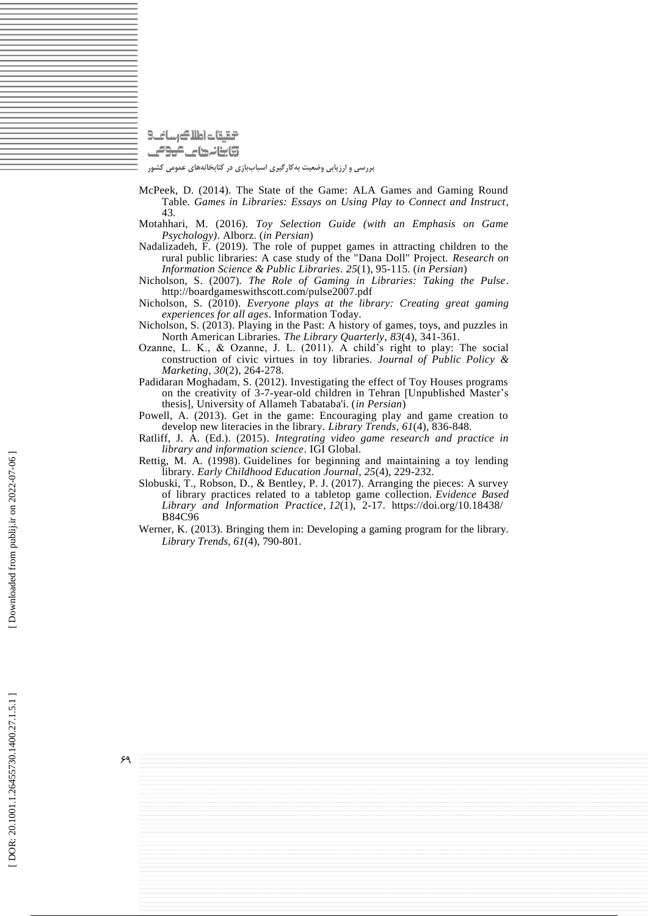McPeek, D. (2014). The State of the Game: ALA Games and Gaming Round Table. *Games in Libraries: Essays on Using Play to Connect and Instruct*, 43.

Motahhari, M. (2016). *Toy Selection Guide (with an Emphasis on Game Psychology)*. Alborz. (*in Persian*)

Nadalizadeh, F. (2019). The role of puppet games in attracting children to the rural public libraries: A case study of the "Dana Doll" Project. *Research on Information Science & Public Libraries*. *25*(1), 95-115. (*in Persian*)

Nicholson, S. (2007). *The Role of Gaming in Libraries: Taking the Pulse*. http://boardgameswithscott.com/pulse2007.pdf

Nicholson, S. (2010). *Everyone plays at the library: Creating great gaming experiences for all ages*. Information Today.

Nicholson, S. (2013). Playing in the Past: A history of games, toys, and puzzles in North American Libraries. *The Library Quarterly*, *83*(4), 341-361.

Ozanne, L. K., & Ozanne, J. L. (2011). A child's right to play: The social construction of civic virtues in toy libraries. *Journal of Public Policy & Marketing*, *30*(2), 264-278.

Padidaran Moghadam, S. (2012). Investigating the effect of Toy Houses programs on the creativity of 3-7-year-old children in Tehran [Unpublished Master's thesis], University of Allameh Tabataba'i. (*in Persian*)

Powell, A. (2013). Get in the game: Encouraging play and game creation to develop new literacies in the library. *Library Trends*, *61*(4), 836-848.

Ratliff, J. A. (Ed.). (2015). *Integrating video game research and practice in library and information science*. IGI Global.

Rettig, M. A. (1998). Guidelines for beginning and maintaining a toy lending library. *Early Childhood Education Journal*, *25*(4), 229-232.

Slobuski, T., Robson, D., & Bentley, P. J. (2017). Arranging the pieces: A survey of library practices related to a tabletop game collection. *Evidence Based Library and Information Practice*, *12*(1), 2-17. https://doi.org/10.18438/B84C96

Werner, K. (2013). Bringing them in: Developing a gaming program for the library. *Library Trends*, *61*(4), 790-801.